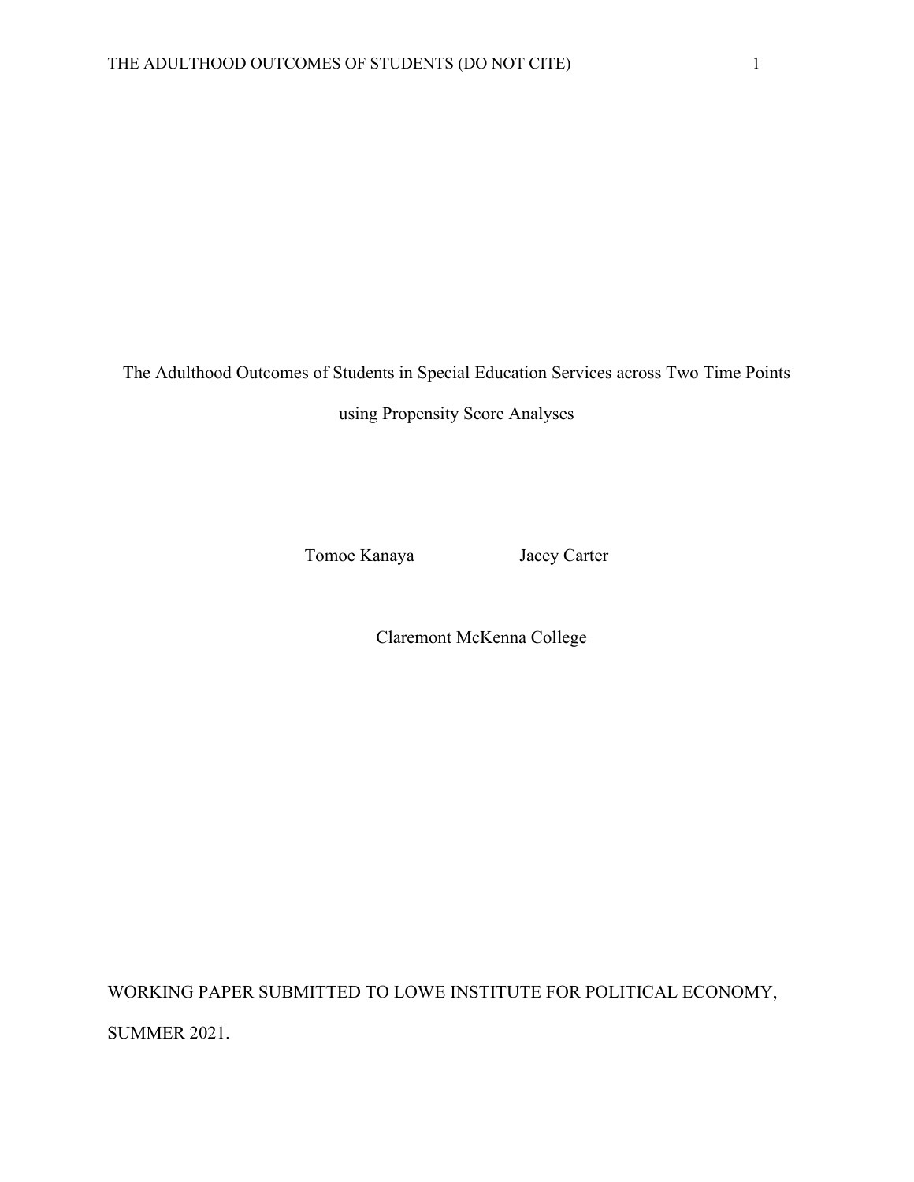# The Adulthood Outcomes of Students in Special Education Services across Two Time Points using Propensity Score Analyses

Tomoe Kanaya Jacey Carter

Claremont McKenna College

WORKING PAPER SUBMITTED TO LOWE INSTITUTE FOR POLITICAL ECONOMY, SUMMER 2021.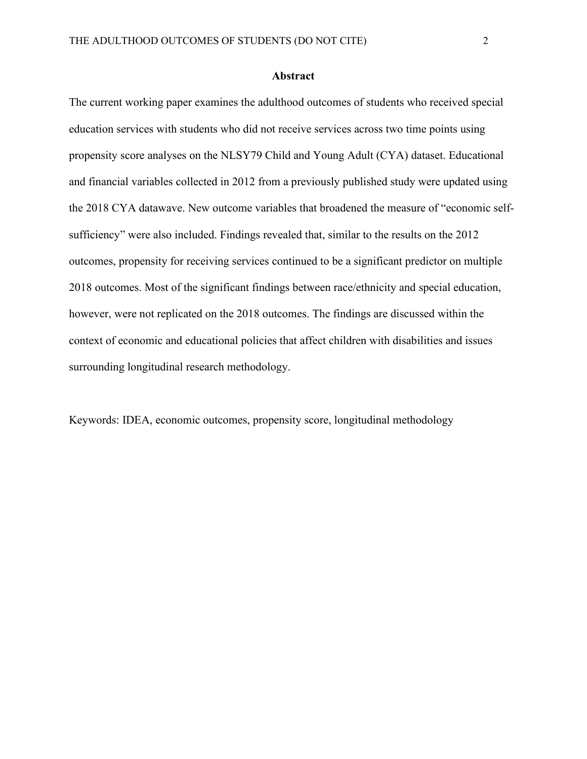## Abstract

The current working paper examines the adulthood outcomes of students who received special education services with students who did not receive services across two time points using propensity score analyses on the NLSY79 Child and Young Adult (CYA) dataset. Educational and financial variables collected in 2012 from a previously published study were updated using the 2018 CYA datawave. New outcome variables that broadened the measure of "economic self-sufficiency" were also included. Findings revealed that, similar to the results on the 2012 outcomes, propensity for receiving services continued to be a significant predictor on multiple 2018 outcomes. Most of the significant findings between race/ethnicity and special education, however, were not replicated on the 2018 outcomes. The findings are discussed within the context of economic and educational policies that affect children with disabilities and issues surrounding longitudinal research methodology.

Keywords: IDEA, economic outcomes, propensity score, longitudinal methodology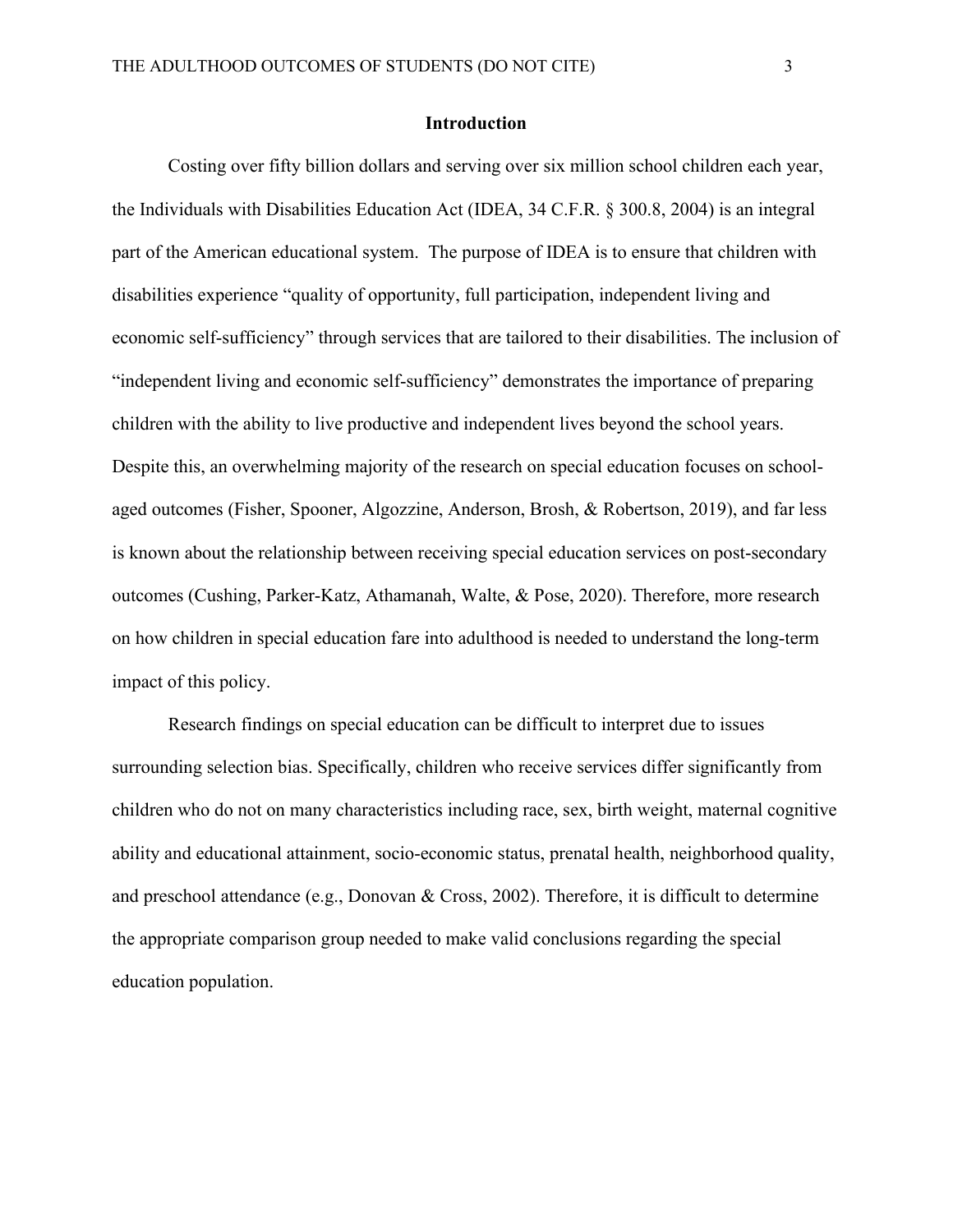# Introduction

Costing over fifty billion dollars and serving over six million school children each year, the Individuals with Disabilities Education Act (IDEA, 34 C.F.R. § 300.8, 2004) is an integral part of the American educational system. The purpose of IDEA is to ensure that children with disabilities experience "quality of opportunity, full participation, independent living and economic self-sufficiency" through services that are tailored to their disabilities. The inclusion of "independent living and economic self-sufficiency" demonstrates the importance of preparing children with the ability to live productive and independent lives beyond the school years. Despite this, an overwhelming majority of the research on special education focuses on school-aged outcomes (Fisher, Spooner, Algozzine, Anderson, Brosh, & Robertson, 2019), and far less is known about the relationship between receiving special education services on post-secondary outcomes (Cushing, Parker-Katz, Athamanah, Walte, & Pose, 2020). Therefore, more research on how children in special education fare into adulthood is needed to understand the long-term impact of this policy.

Research findings on special education can be difficult to interpret due to issues surrounding selection bias. Specifically, children who receive services differ significantly from children who do not on many characteristics including race, sex, birth weight, maternal cognitive ability and educational attainment, socio-economic status, prenatal health, neighborhood quality, and preschool attendance (e.g., Donovan & Cross, 2002). Therefore, it is difficult to determine the appropriate comparison group needed to make valid conclusions regarding the special education population.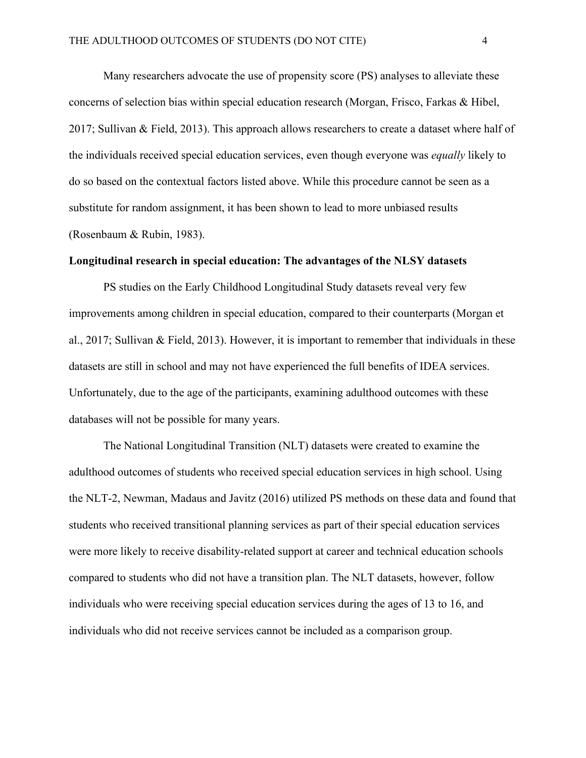Many researchers advocate the use of propensity score (PS) analyses to alleviate these concerns of selection bias within special education research (Morgan, Frisco, Farkas & Hibel, 2017; Sullivan & Field, 2013). This approach allows researchers to create a dataset where half of the individuals received special education services, even though everyone was *equally* likely to do so based on the contextual factors listed above. While this procedure cannot be seen as a substitute for random assignment, it has been shown to lead to more unbiased results (Rosenbaum & Rubin, 1983).

**Longitudinal research in special education: The advantages of the NLSY datasets**

PS studies on the Early Childhood Longitudinal Study datasets reveal very few improvements among children in special education, compared to their counterparts (Morgan et al., 2017; Sullivan & Field, 2013). However, it is important to remember that individuals in these datasets are still in school and may not have experienced the full benefits of IDEA services. Unfortunately, due to the age of the participants, examining adulthood outcomes with these databases will not be possible for many years.

The National Longitudinal Transition (NLT) datasets were created to examine the adulthood outcomes of students who received special education services in high school. Using the NLT-2, Newman, Madaus and Javitz (2016) utilized PS methods on these data and found that students who received transitional planning services as part of their special education services were more likely to receive disability-related support at career and technical education schools compared to students who did not have a transition plan. The NLT datasets, however, follow individuals who were receiving special education services during the ages of 13 to 16, and individuals who did not receive services cannot be included as a comparison group.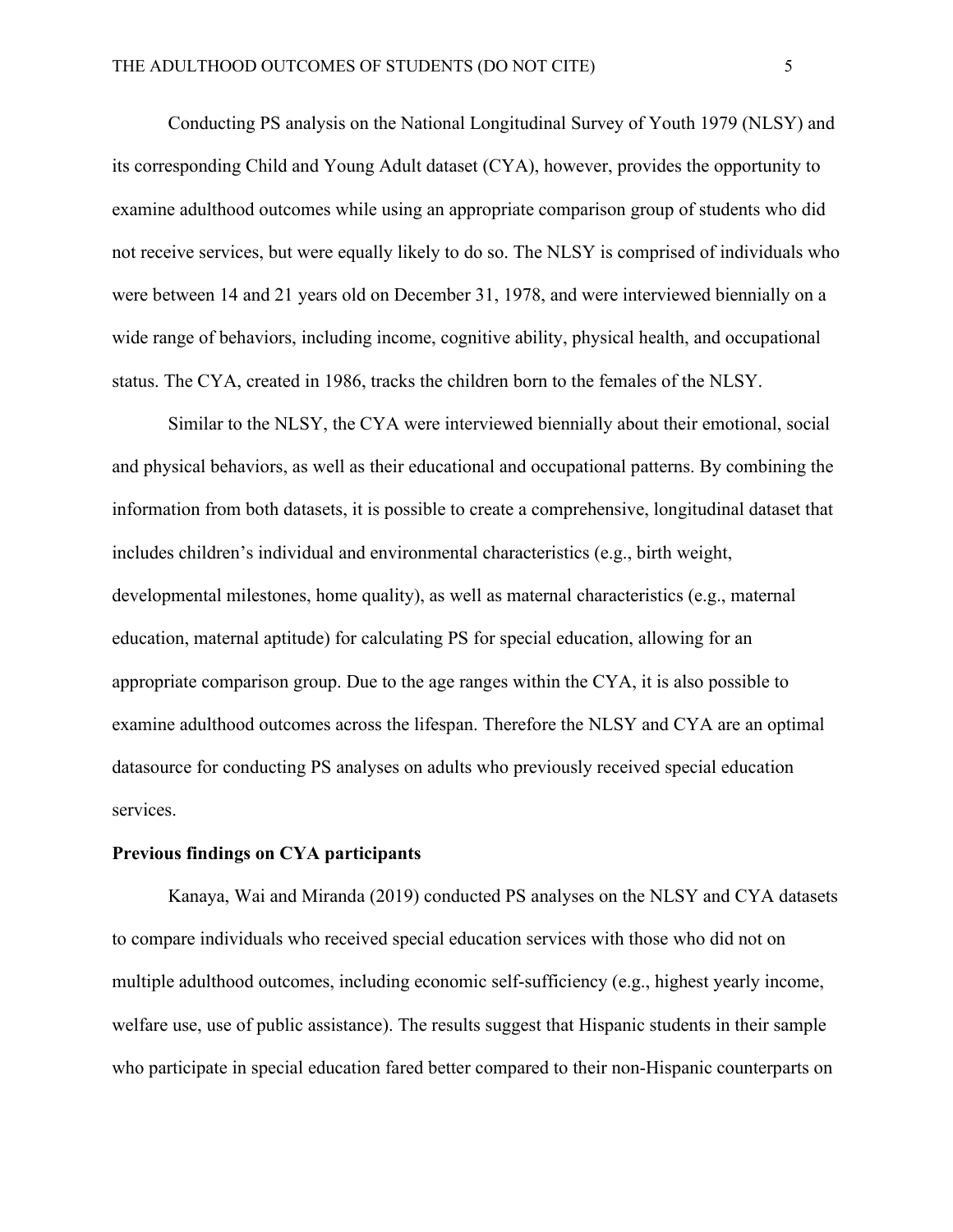Conducting PS analysis on the National Longitudinal Survey of Youth 1979 (NLSY) and its corresponding Child and Young Adult dataset (CYA), however, provides the opportunity to examine adulthood outcomes while using an appropriate comparison group of students who did not receive services, but were equally likely to do so. The NLSY is comprised of individuals who were between 14 and 21 years old on December 31, 1978, and were interviewed biennially on a wide range of behaviors, including income, cognitive ability, physical health, and occupational status. The CYA, created in 1986, tracks the children born to the females of the NLSY.

Similar to the NLSY, the CYA were interviewed biennially about their emotional, social and physical behaviors, as well as their educational and occupational patterns. By combining the information from both datasets, it is possible to create a comprehensive, longitudinal dataset that includes children's individual and environmental characteristics (e.g., birth weight, developmental milestones, home quality), as well as maternal characteristics (e.g., maternal education, maternal aptitude) for calculating PS for special education, allowing for an appropriate comparison group. Due to the age ranges within the CYA, it is also possible to examine adulthood outcomes across the lifespan. Therefore the NLSY and CYA are an optimal datasource for conducting PS analyses on adults who previously received special education services.

**Previous findings on CYA participants**

Kanaya, Wai and Miranda (2019) conducted PS analyses on the NLSY and CYA datasets to compare individuals who received special education services with those who did not on multiple adulthood outcomes, including economic self-sufficiency (e.g., highest yearly income, welfare use, use of public assistance). The results suggest that Hispanic students in their sample who participate in special education fared better compared to their non-Hispanic counterparts on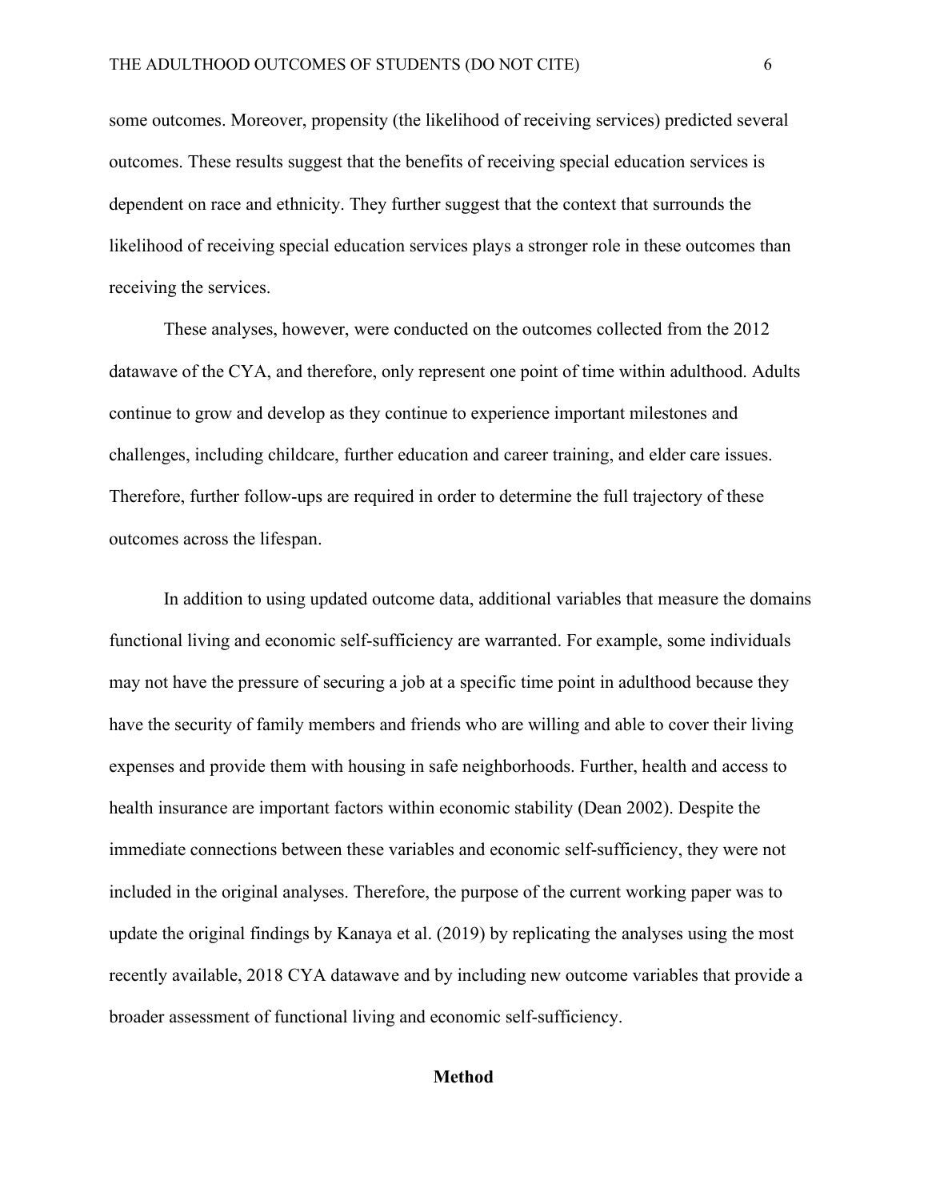some outcomes. Moreover, propensity (the likelihood of receiving services) predicted several outcomes. These results suggest that the benefits of receiving special education services is dependent on race and ethnicity. They further suggest that the context that surrounds the likelihood of receiving special education services plays a stronger role in these outcomes than receiving the services.

These analyses, however, were conducted on the outcomes collected from the 2012 datawave of the CYA, and therefore, only represent one point of time within adulthood. Adults continue to grow and develop as they continue to experience important milestones and challenges, including childcare, further education and career training, and elder care issues. Therefore, further follow-ups are required in order to determine the full trajectory of these outcomes across the lifespan.

In addition to using updated outcome data, additional variables that measure the domains functional living and economic self-sufficiency are warranted. For example, some individuals may not have the pressure of securing a job at a specific time point in adulthood because they have the security of family members and friends who are willing and able to cover their living expenses and provide them with housing in safe neighborhoods. Further, health and access to health insurance are important factors within economic stability (Dean 2002). Despite the immediate connections between these variables and economic self-sufficiency, they were not included in the original analyses. Therefore, the purpose of the current working paper was to update the original findings by Kanaya et al. (2019) by replicating the analyses using the most recently available, 2018 CYA datawave and by including new outcome variables that provide a broader assessment of functional living and economic self-sufficiency.

## Method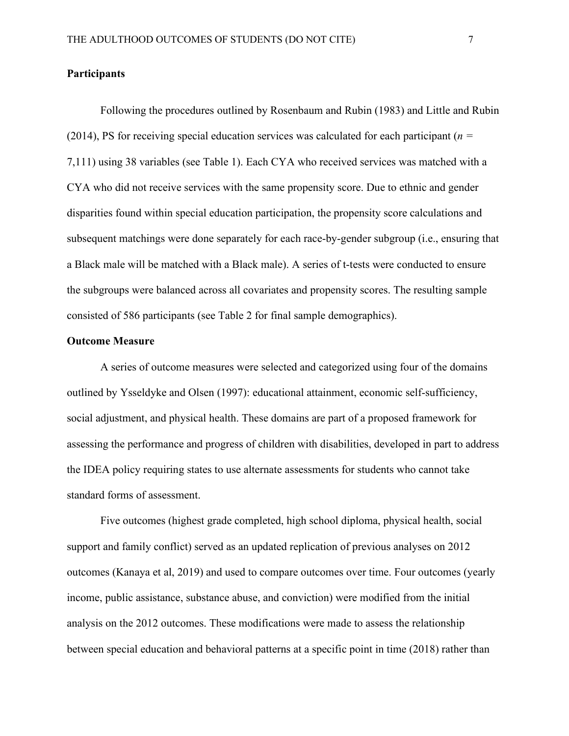**Participants**

Following the procedures outlined by Rosenbaum and Rubin (1983) and Little and Rubin (2014), PS for receiving special education services was calculated for each participant (*n* = 7,111) using 38 variables (see Table 1). Each CYA who received services was matched with a CYA who did not receive services with the same propensity score. Due to ethnic and gender disparities found within special education participation, the propensity score calculations and subsequent matchings were done separately for each race-by-gender subgroup (i.e., ensuring that a Black male will be matched with a Black male). A series of t-tests were conducted to ensure the subgroups were balanced across all covariates and propensity scores. The resulting sample consisted of 586 participants (see Table 2 for final sample demographics).

**Outcome Measure**

A series of outcome measures were selected and categorized using four of the domains outlined by Ysseldyke and Olsen (1997): educational attainment, economic self-sufficiency, social adjustment, and physical health. These domains are part of a proposed framework for assessing the performance and progress of children with disabilities, developed in part to address the IDEA policy requiring states to use alternate assessments for students who cannot take standard forms of assessment.

Five outcomes (highest grade completed, high school diploma, physical health, social support and family conflict) served as an updated replication of previous analyses on 2012 outcomes (Kanaya et al, 2019) and used to compare outcomes over time. Four outcomes (yearly income, public assistance, substance abuse, and conviction) were modified from the initial analysis on the 2012 outcomes. These modifications were made to assess the relationship between special education and behavioral patterns at a specific point in time (2018) rather than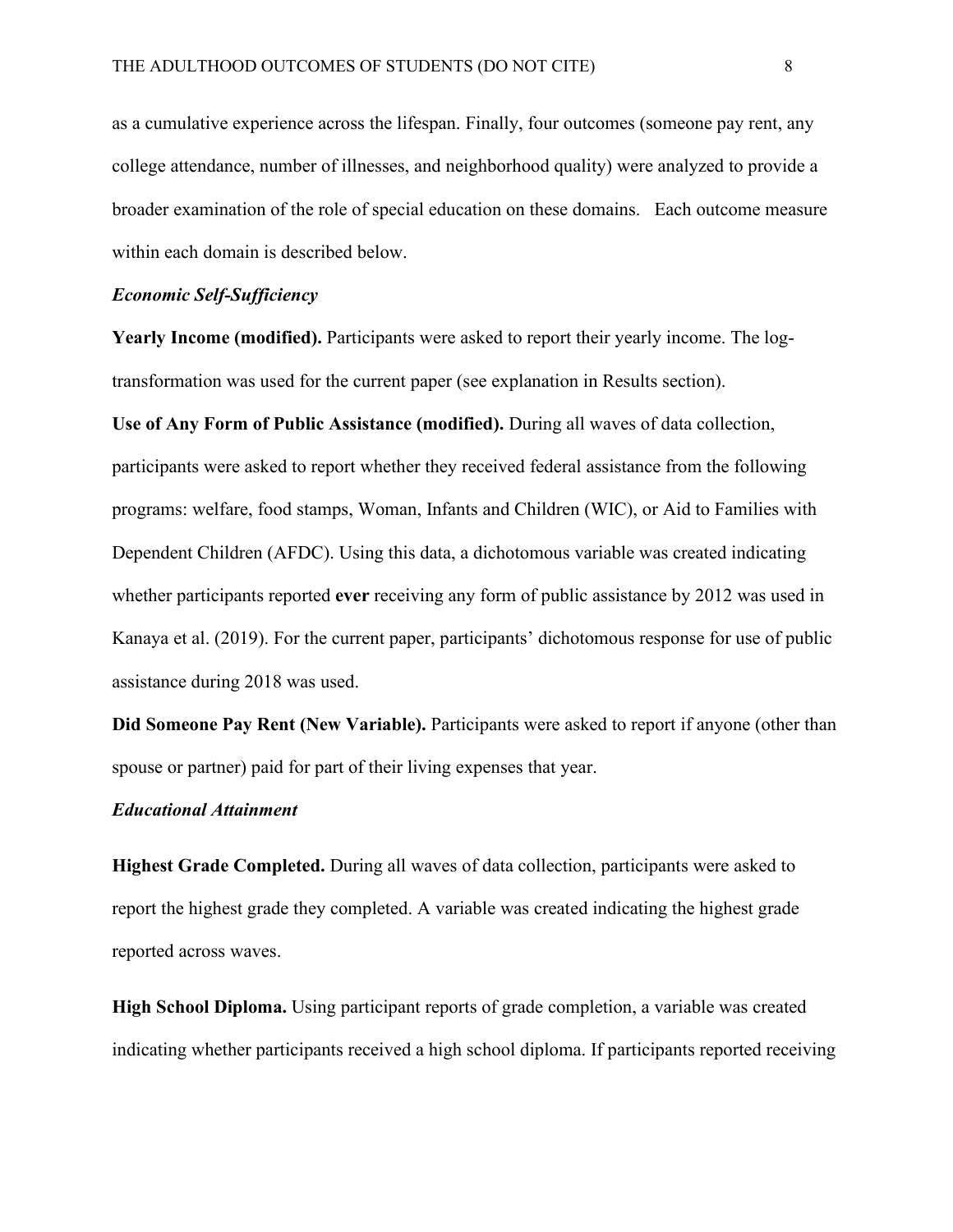as a cumulative experience across the lifespan. Finally, four outcomes (someone pay rent, any college attendance, number of illnesses, and neighborhood quality) were analyzed to provide a broader examination of the role of special education on these domains. Each outcome measure within each domain is described below.

### *Economic Self-Sufficiency*

**Yearly Income (modified).** Participants were asked to report their yearly income. The log-transformation was used for the current paper (see explanation in Results section).

**Use of Any Form of Public Assistance (modified).** During all waves of data collection, participants were asked to report whether they received federal assistance from the following programs: welfare, food stamps, Woman, Infants and Children (WIC), or Aid to Families with Dependent Children (AFDC). Using this data, a dichotomous variable was created indicating whether participants reported **ever** receiving any form of public assistance by 2012 was used in Kanaya et al. (2019). For the current paper, participants' dichotomous response for use of public assistance during 2018 was used.

**Did Someone Pay Rent (New Variable).** Participants were asked to report if anyone (other than spouse or partner) paid for part of their living expenses that year.

### *Educational Attainment*

**Highest Grade Completed.** During all waves of data collection, participants were asked to report the highest grade they completed. A variable was created indicating the highest grade reported across waves.

**High School Diploma.** Using participant reports of grade completion, a variable was created indicating whether participants received a high school diploma. If participants reported receiving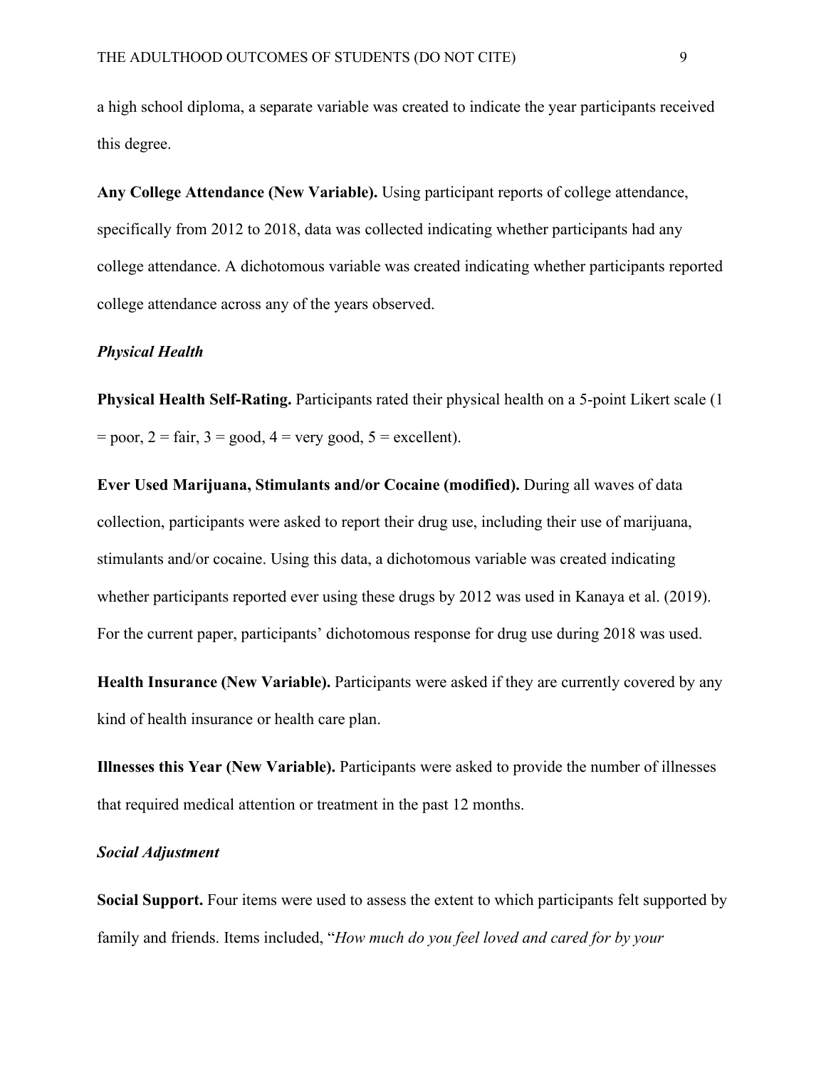a high school diploma, a separate variable was created to indicate the year participants received this degree.

**Any College Attendance (New Variable).** Using participant reports of college attendance, specifically from 2012 to 2018, data was collected indicating whether participants had any college attendance. A dichotomous variable was created indicating whether participants reported college attendance across any of the years observed.

### *Physical Health*

**Physical Health Self-Rating.** Participants rated their physical health on a 5-point Likert scale (1 = poor, 2 = fair, 3 = good, 4 = very good, 5 = excellent).

**Ever Used Marijuana, Stimulants and/or Cocaine (modified).** During all waves of data collection, participants were asked to report their drug use, including their use of marijuana, stimulants and/or cocaine. Using this data, a dichotomous variable was created indicating whether participants reported ever using these drugs by 2012 was used in Kanaya et al. (2019). For the current paper, participants' dichotomous response for drug use during 2018 was used.

**Health Insurance (New Variable).** Participants were asked if they are currently covered by any kind of health insurance or health care plan.

**Illnesses this Year (New Variable).** Participants were asked to provide the number of illnesses that required medical attention or treatment in the past 12 months.

### *Social Adjustment*

**Social Support.** Four items were used to assess the extent to which participants felt supported by family and friends. Items included, "*How much do you feel loved and cared for by your*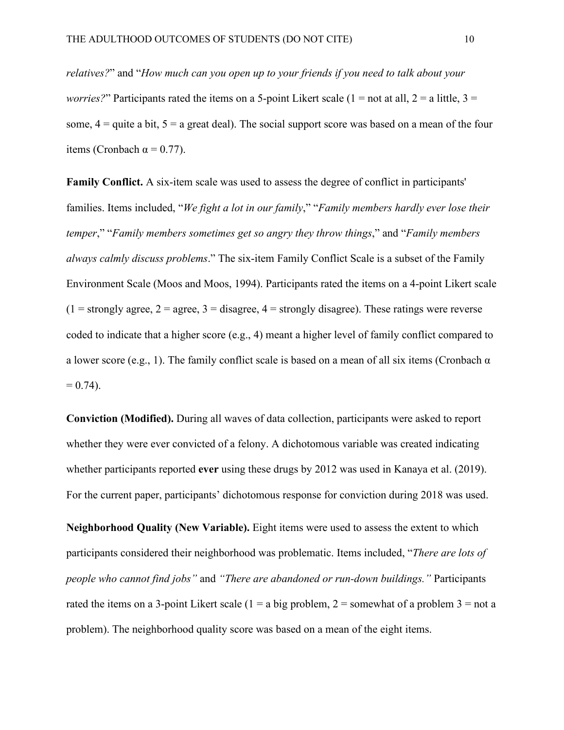*relatives?*" and "*How much can you open up to your friends if you need to talk about your worries?*" Participants rated the items on a 5-point Likert scale (1 = not at all, 2 = a little, 3 = some, 4 = quite a bit, 5 = a great deal). The social support score was based on a mean of the four items (Cronbach α = 0.77).

**Family Conflict.** A six-item scale was used to assess the degree of conflict in participants' families. Items included, "*We fight a lot in our family*," "*Family members hardly ever lose their temper*," "*Family members sometimes get so angry they throw things*," and "*Family members always calmly discuss problems*." The six-item Family Conflict Scale is a subset of the Family Environment Scale (Moos and Moos, 1994). Participants rated the items on a 4-point Likert scale (1 = strongly agree, 2 = agree, 3 = disagree, 4 = strongly disagree). These ratings were reverse coded to indicate that a higher score (e.g., 4) meant a higher level of family conflict compared to a lower score (e.g., 1). The family conflict scale is based on a mean of all six items (Cronbach α = 0.74).

**Conviction (Modified).** During all waves of data collection, participants were asked to report whether they were ever convicted of a felony. A dichotomous variable was created indicating whether participants reported **ever** using these drugs by 2012 was used in Kanaya et al. (2019). For the current paper, participants' dichotomous response for conviction during 2018 was used.

**Neighborhood Quality (New Variable).** Eight items were used to assess the extent to which participants considered their neighborhood was problematic. Items included, "*There are lots of people who cannot find jobs*" and *"There are abandoned or run-down buildings."* Participants rated the items on a 3-point Likert scale (1 = a big problem, 2 = somewhat of a problem 3 = not a problem). The neighborhood quality score was based on a mean of the eight items.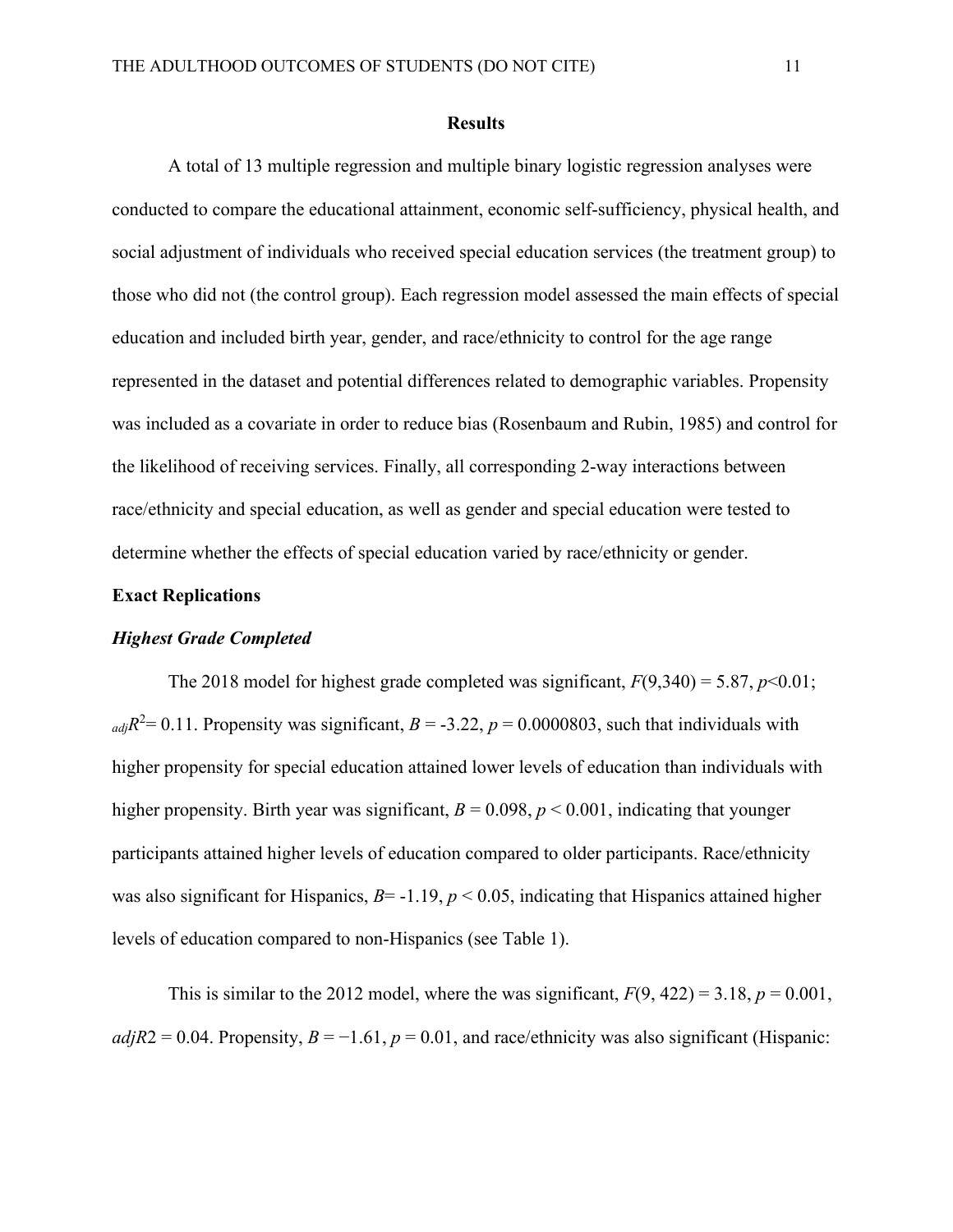# Results

A total of 13 multiple regression and multiple binary logistic regression analyses were conducted to compare the educational attainment, economic self-sufficiency, physical health, and social adjustment of individuals who received special education services (the treatment group) to those who did not (the control group). Each regression model assessed the main effects of special education and included birth year, gender, and race/ethnicity to control for the age range represented in the dataset and potential differences related to demographic variables. Propensity was included as a covariate in order to reduce bias (Rosenbaum and Rubin, 1985) and control for the likelihood of receiving services. Finally, all corresponding 2-way interactions between race/ethnicity and special education, as well as gender and special education were tested to determine whether the effects of special education varied by race/ethnicity or gender.

## Exact Replications

### *Highest Grade Completed*

The 2018 model for highest grade completed was significant, $F(9,340) = 5.87$, $p<0.01$; ${}_{adj}R^2 = 0.11$. Propensity was significant, $B = -3.22$, $p = 0.0000803$, such that individuals with higher propensity for special education attained lower levels of education than individuals with higher propensity. Birth year was significant, $B = 0.098$, $p < 0.001$, indicating that younger participants attained higher levels of education compared to older participants. Race/ethnicity was also significant for Hispanics, $B = -1.19$, $p < 0.05$, indicating that Hispanics attained higher levels of education compared to non-Hispanics (see Table 1).

This is similar to the 2012 model, where the was significant, $F(9, 422) = 3.18$, $p = 0.001$, $adjR2 = 0.04$. Propensity, $B = -1.61$, $p = 0.01$, and race/ethnicity was also significant (Hispanic: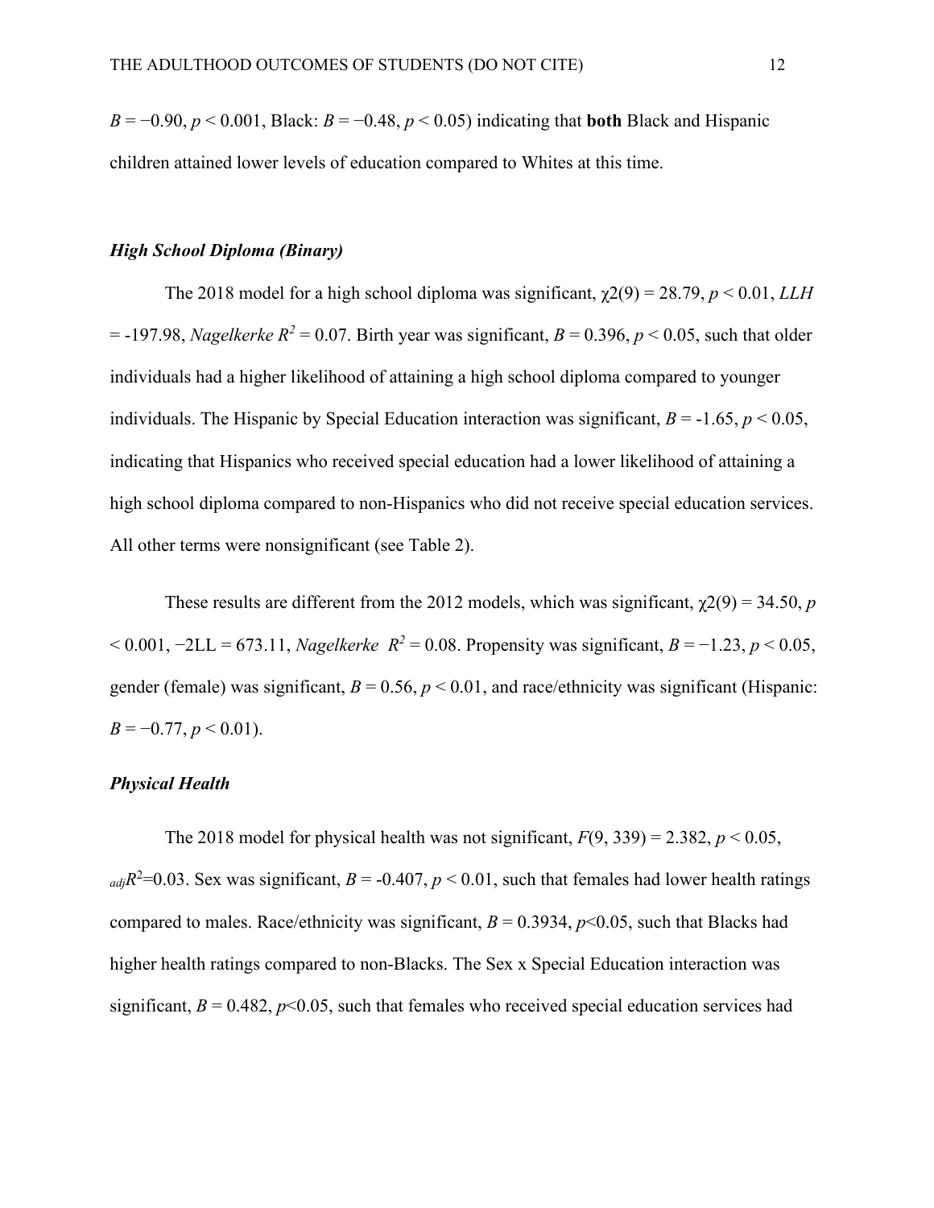$B = -0.90$, $p < 0.001$, Black: $B = -0.48$, $p < 0.05$) indicating that **both** Black and Hispanic children attained lower levels of education compared to Whites at this time.

### *High School Diploma (Binary)*

The 2018 model for a high school diploma was significant, $\chi2(9) = 28.79$, $p < 0.01$, $LLH = -197.98$, *Nagelkerke* $R^2 = 0.07$. Birth year was significant, $B = 0.396$, $p < 0.05$, such that older individuals had a higher likelihood of attaining a high school diploma compared to younger individuals. The Hispanic by Special Education interaction was significant, $B = -1.65$, $p < 0.05$, indicating that Hispanics who received special education had a lower likelihood of attaining a high school diploma compared to non-Hispanics who did not receive special education services. All other terms were nonsignificant (see Table 2).

These results are different from the 2012 models, which was significant, $\chi2(9) = 34.50$, $p < 0.001$, $-2LL = 673.11$, *Nagelkerke* $R^2 = 0.08$. Propensity was significant, $B = -1.23$, $p < 0.05$, gender (female) was significant, $B = 0.56$, $p < 0.01$, and race/ethnicity was significant (Hispanic: $B = -0.77$, $p < 0.01$).

### *Physical Health*

The 2018 model for physical health was not significant, $F(9, 339) = 2.382$, $p < 0.05$, ${}_{adj}R^2=0.03$. Sex was significant, $B = -0.407$, $p < 0.01$, such that females had lower health ratings compared to males. Race/ethnicity was significant, $B = 0.3934$, $p<0.05$, such that Blacks had higher health ratings compared to non-Blacks. The Sex x Special Education interaction was significant, $B = 0.482$, $p<0.05$, such that females who received special education services had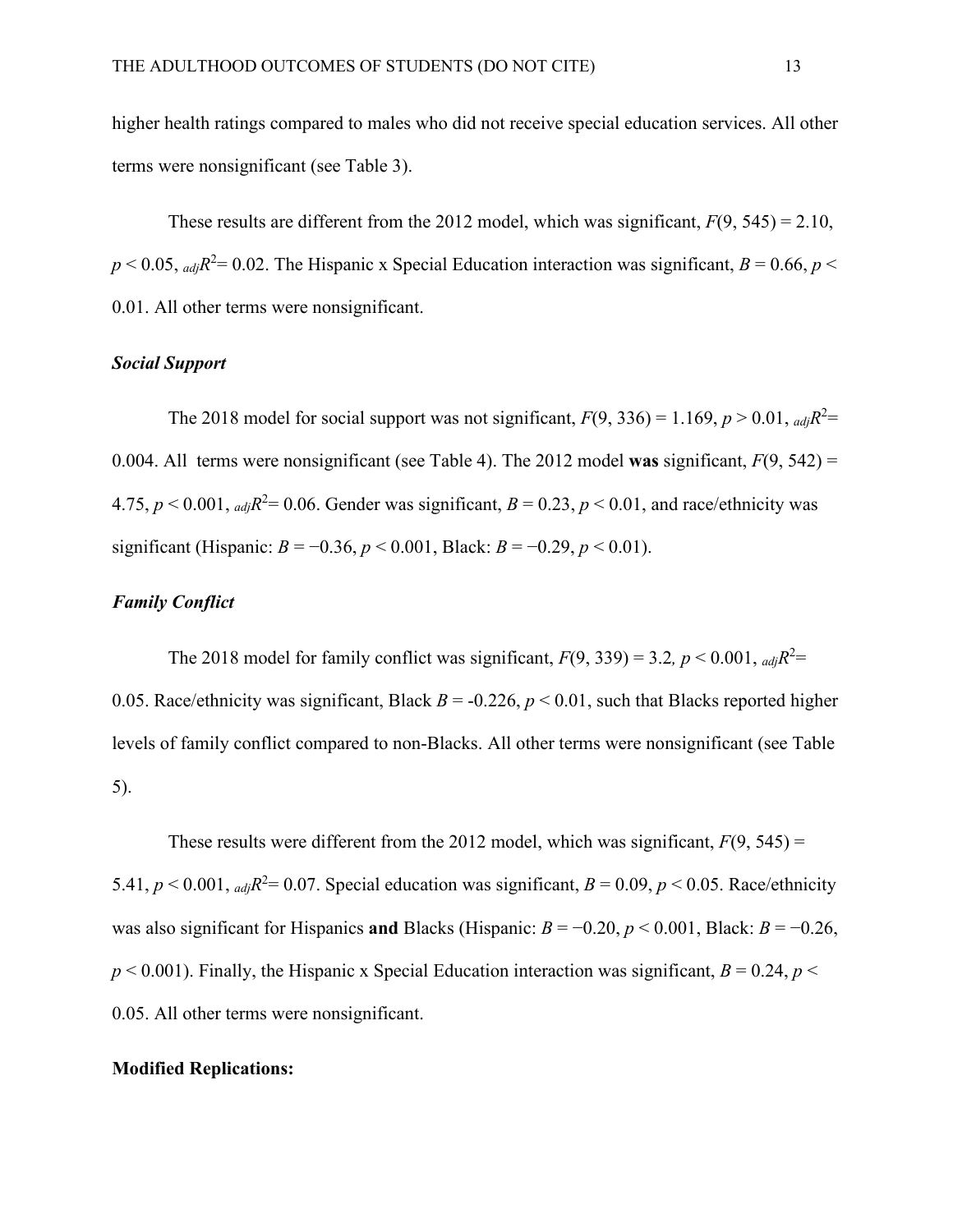higher health ratings compared to males who did not receive special education services. All other terms were nonsignificant (see Table 3).

These results are different from the 2012 model, which was significant, $F(9, 545) = 2.10$, $p < 0.05$, ${}_{adj}R^2 = 0.02$. The Hispanic x Special Education interaction was significant, $B = 0.66$, $p < 0.01$. All other terms were nonsignificant.

### *Social Support*

The 2018 model for social support was not significant, $F(9, 336) = 1.169$, $p > 0.01$, ${}_{adj}R^2 = 0.004$. All terms were nonsignificant (see Table 4). The 2012 model **was** significant, $F(9, 542) = 4.75$, $p < 0.001$, ${}_{adj}R^2 = 0.06$. Gender was significant, $B = 0.23$, $p < 0.01$, and race/ethnicity was significant (Hispanic: $B = -0.36$, $p < 0.001$, Black: $B = -0.29$, $p < 0.01$).

### *Family Conflict*

The 2018 model for family conflict was significant, $F(9, 339) = 3.2$, $p < 0.001$, ${}_{adj}R^2 = 0.05$. Race/ethnicity was significant, Black $B = -0.226$, $p < 0.01$, such that Blacks reported higher levels of family conflict compared to non-Blacks. All other terms were nonsignificant (see Table 5).

These results were different from the 2012 model, which was significant, $F(9, 545) = 5.41$, $p < 0.001$, ${}_{adj}R^2 = 0.07$. Special education was significant, $B = 0.09$, $p < 0.05$. Race/ethnicity was also significant for Hispanics **and** Blacks (Hispanic: $B = -0.20$, $p < 0.001$, Black: $B = -0.26$, $p < 0.001$). Finally, the Hispanic x Special Education interaction was significant, $B = 0.24$, $p < 0.05$. All other terms were nonsignificant.

## Modified Replications: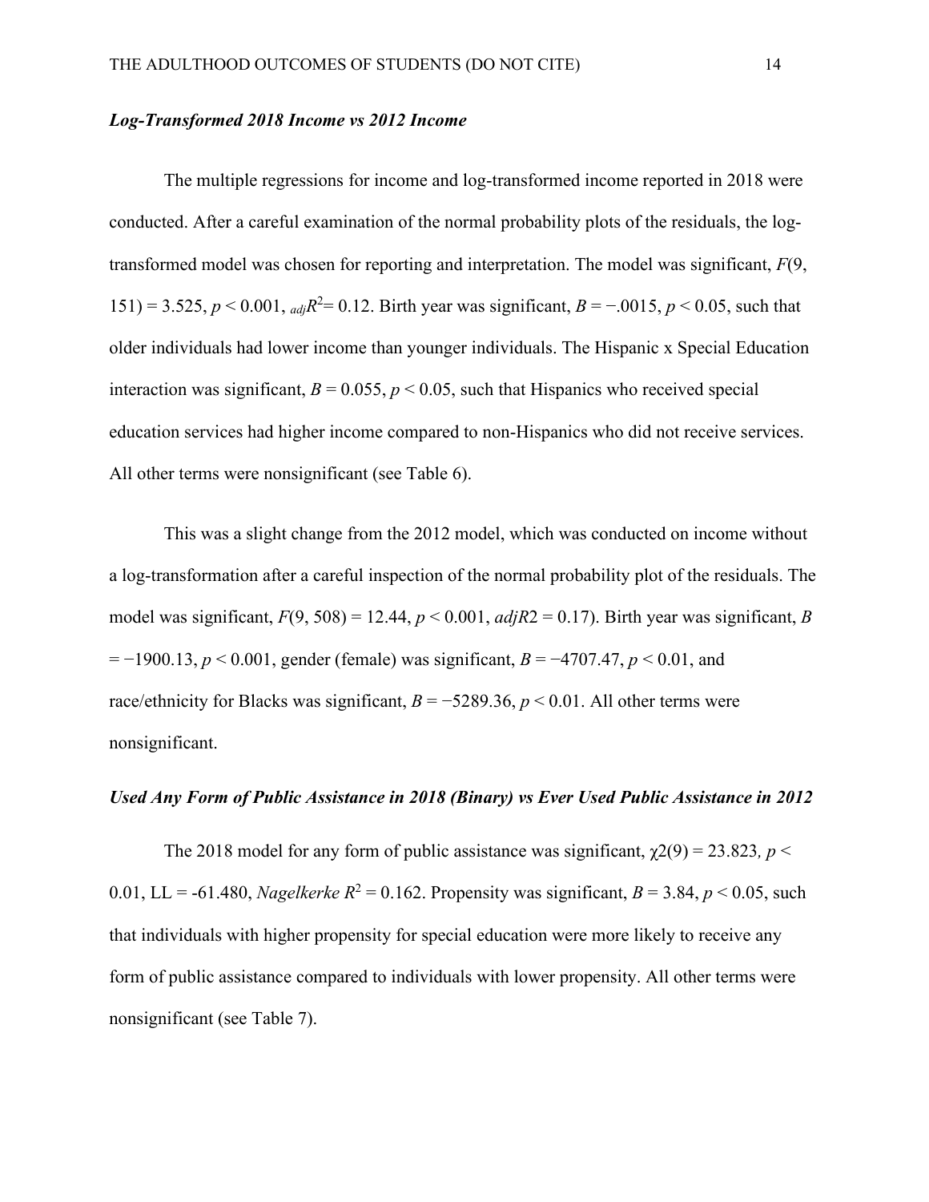### *Log-Transformed 2018 Income vs 2012 Income*

The multiple regressions for income and log-transformed income reported in 2018 were conducted. After a careful examination of the normal probability plots of the residuals, the log-transformed model was chosen for reporting and interpretation. The model was significant, $F(9, 151) = 3.525$, $p < 0.001$, ${}_{adj}R^2 = 0.12$. Birth year was significant, $B = -.0015$, $p < 0.05$, such that older individuals had lower income than younger individuals. The Hispanic x Special Education interaction was significant, $B = 0.055$, $p < 0.05$, such that Hispanics who received special education services had higher income compared to non-Hispanics who did not receive services. All other terms were nonsignificant (see Table 6).

This was a slight change from the 2012 model, which was conducted on income without a log-transformation after a careful inspection of the normal probability plot of the residuals. The model was significant, $F(9, 508) = 12.44$, $p < 0.001$, $adjR2 = 0.17$). Birth year was significant, $B = -1900.13$, $p < 0.001$, gender (female) was significant, $B = -4707.47$, $p < 0.01$, and race/ethnicity for Blacks was significant, $B = -5289.36$, $p < 0.01$. All other terms were nonsignificant.

### *Used Any Form of Public Assistance in 2018 (Binary) vs Ever Used Public Assistance in 2012*

The 2018 model for any form of public assistance was significant, $\chi 2(9) = 23.823$, $p < 0.01$, LL = -61.480, *Nagelkerke* $R^2 = 0.162$. Propensity was significant, $B = 3.84$, $p < 0.05$, such that individuals with higher propensity for special education were more likely to receive any form of public assistance compared to individuals with lower propensity. All other terms were nonsignificant (see Table 7).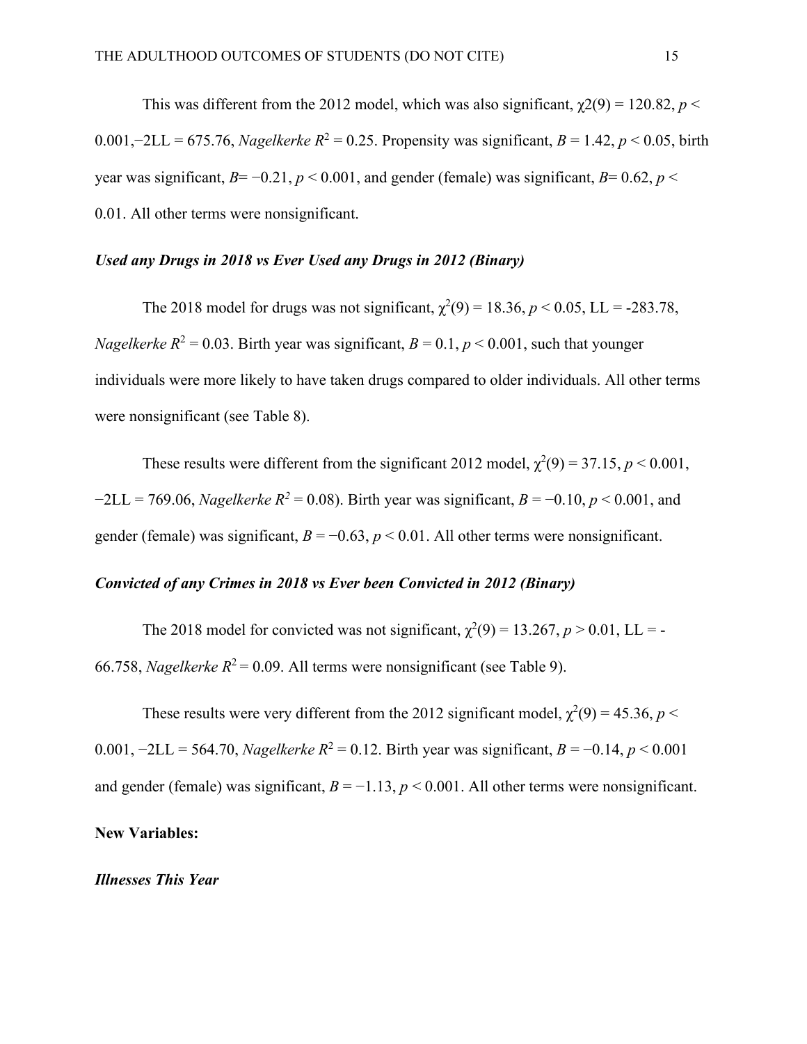This was different from the 2012 model, which was also significant, $\chi2(9) = 120.82$, $p < 0.001$, $-2LL = 675.76$, *Nagelkerke* $R^2 = 0.25$. Propensity was significant, $B = 1.42$, $p < 0.05$, birth year was significant, $B = -0.21$, $p < 0.001$, and gender (female) was significant, $B = 0.62$, $p < 0.01$. All other terms were nonsignificant.

### *Used any Drugs in 2018 vs Ever Used any Drugs in 2012 (Binary)*

The 2018 model for drugs was not significant, $\chi^2(9) = 18.36$, $p < 0.05$, LL = -283.78, *Nagelkerke* $R^2 = 0.03$. Birth year was significant, $B = 0.1$, $p < 0.001$, such that younger individuals were more likely to have taken drugs compared to older individuals. All other terms were nonsignificant (see Table 8).

These results were different from the significant 2012 model, $\chi^2(9) = 37.15$, $p < 0.001$, $-2LL = 769.06$, *Nagelkerke* $R^2 = 0.08$). Birth year was significant, $B = -0.10$, $p < 0.001$, and gender (female) was significant, $B = -0.63$, $p < 0.01$. All other terms were nonsignificant.

### *Convicted of any Crimes in 2018 vs Ever been Convicted in 2012 (Binary)*

The 2018 model for convicted was not significant, $\chi^2(9) = 13.267$, $p > 0.01$, LL = -66.758, *Nagelkerke* $R^2 = 0.09$. All terms were nonsignificant (see Table 9).

These results were very different from the 2012 significant model, $\chi^2(9) = 45.36$, $p < 0.001$, $-2LL = 564.70$, *Nagelkerke* $R^2 = 0.12$. Birth year was significant, $B = -0.14$, $p < 0.001$ and gender (female) was significant, $B = -1.13$, $p < 0.001$. All other terms were nonsignificant.

**New Variables:**

### *Illnesses This Year*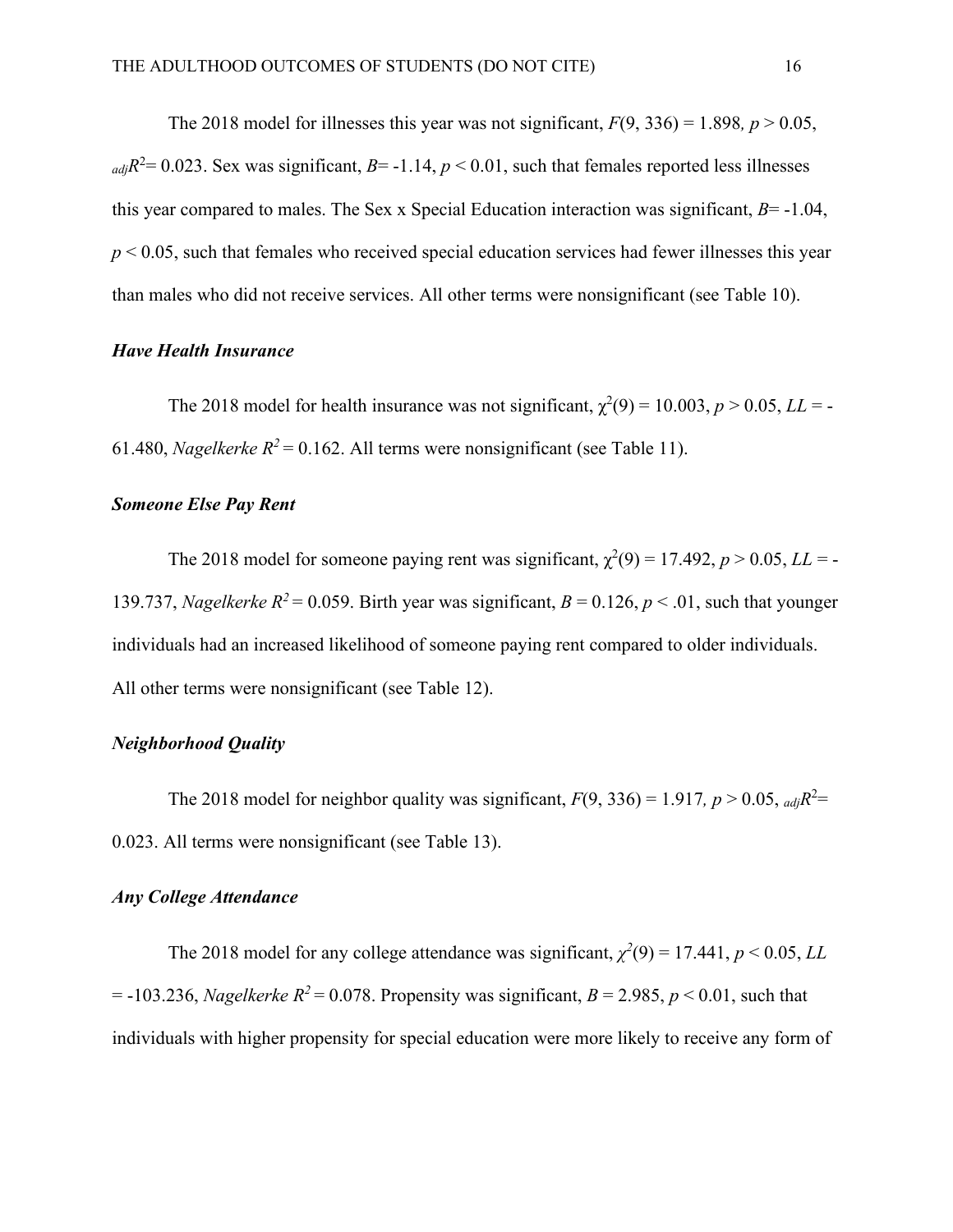The 2018 model for illnesses this year was not significant, $F(9, 336) = 1.898$, $p > 0.05$, $_{adj}R^2 = 0.023$. Sex was significant, $B = -1.14$, $p < 0.01$, such that females reported less illnesses this year compared to males. The Sex x Special Education interaction was significant, $B = -1.04$, $p < 0.05$, such that females who received special education services had fewer illnesses this year than males who did not receive services. All other terms were nonsignificant (see Table 10).

### *Have Health Insurance*

The 2018 model for health insurance was not significant, $\chi^2(9) = 10.003$, $p > 0.05$, $LL = -61.480$, *Nagelkerke* $R^2 = 0.162$. All terms were nonsignificant (see Table 11).

### *Someone Else Pay Rent*

The 2018 model for someone paying rent was significant, $\chi^2(9) = 17.492$, $p > 0.05$, $LL = -139.737$, *Nagelkerke* $R^2 = 0.059$. Birth year was significant, $B = 0.126$, $p < .01$, such that younger individuals had an increased likelihood of someone paying rent compared to older individuals. All other terms were nonsignificant (see Table 12).

### *Neighborhood Quality*

The 2018 model for neighbor quality was significant, $F(9, 336) = 1.917$, $p > 0.05$, $_{adj}R^2 = 0.023$. All terms were nonsignificant (see Table 13).

### *Any College Attendance*

The 2018 model for any college attendance was significant, $\chi^2(9) = 17.441$, $p < 0.05$, $LL = -103.236$, *Nagelkerke* $R^2 = 0.078$. Propensity was significant, $B = 2.985$, $p < 0.01$, such that individuals with higher propensity for special education were more likely to receive any form of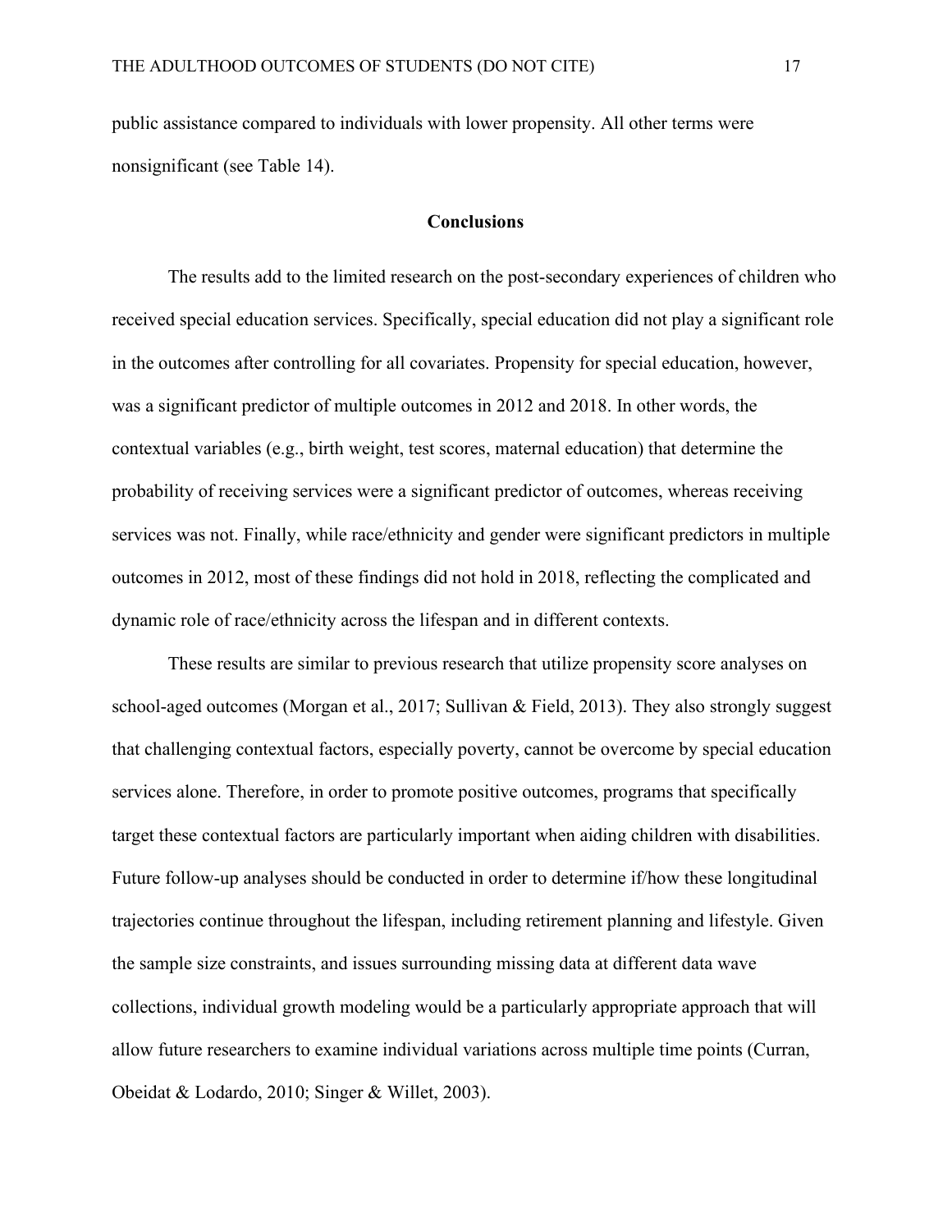public assistance compared to individuals with lower propensity. All other terms were nonsignificant (see Table 14).

## Conclusions

The results add to the limited research on the post-secondary experiences of children who received special education services. Specifically, special education did not play a significant role in the outcomes after controlling for all covariates. Propensity for special education, however, was a significant predictor of multiple outcomes in 2012 and 2018. In other words, the contextual variables (e.g., birth weight, test scores, maternal education) that determine the probability of receiving services were a significant predictor of outcomes, whereas receiving services was not. Finally, while race/ethnicity and gender were significant predictors in multiple outcomes in 2012, most of these findings did not hold in 2018, reflecting the complicated and dynamic role of race/ethnicity across the lifespan and in different contexts.

These results are similar to previous research that utilize propensity score analyses on school-aged outcomes (Morgan et al., 2017; Sullivan & Field, 2013). They also strongly suggest that challenging contextual factors, especially poverty, cannot be overcome by special education services alone. Therefore, in order to promote positive outcomes, programs that specifically target these contextual factors are particularly important when aiding children with disabilities. Future follow-up analyses should be conducted in order to determine if/how these longitudinal trajectories continue throughout the lifespan, including retirement planning and lifestyle. Given the sample size constraints, and issues surrounding missing data at different data wave collections, individual growth modeling would be a particularly appropriate approach that will allow future researchers to examine individual variations across multiple time points (Curran, Obeidat & Lodardo, 2010; Singer & Willet, 2003).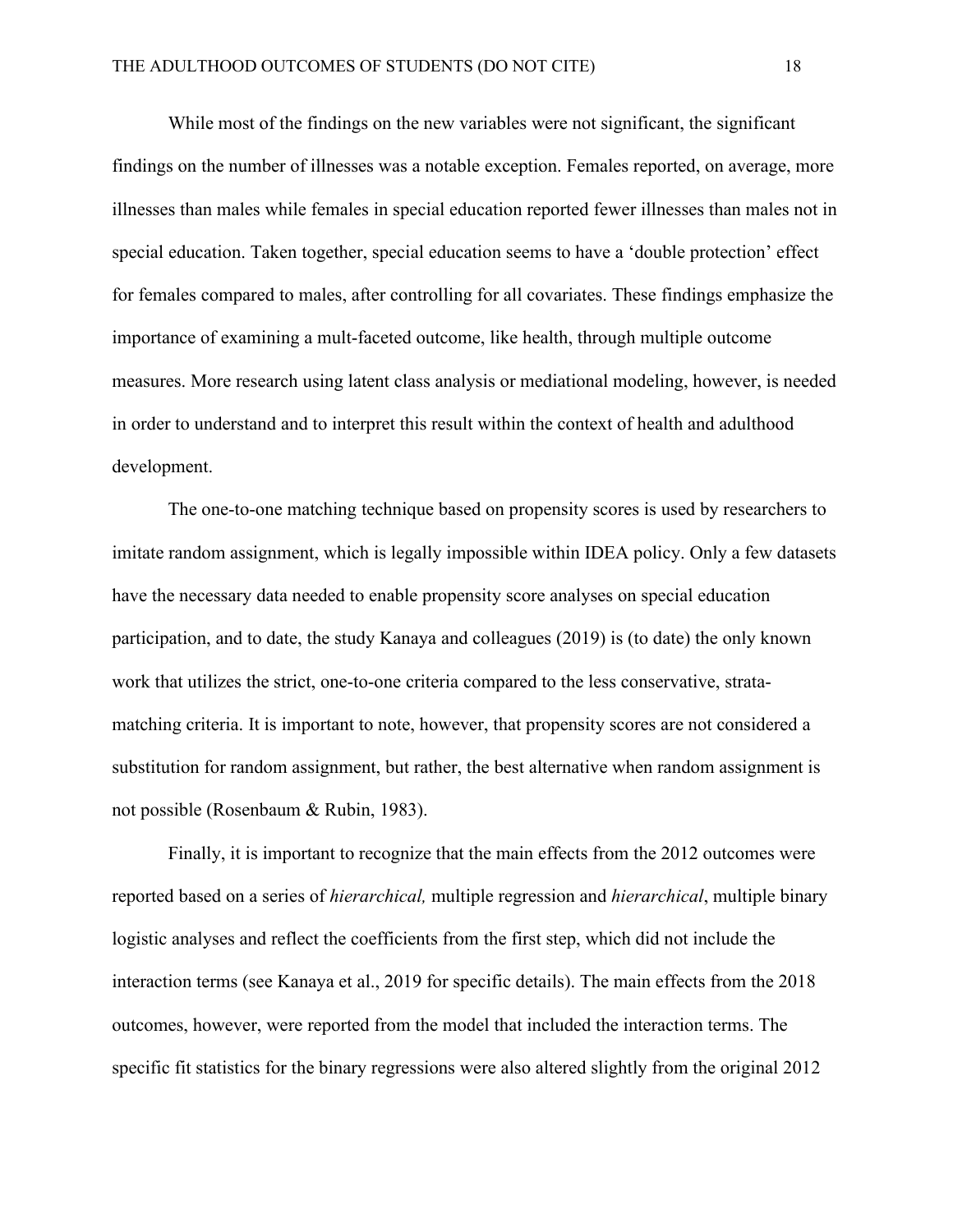While most of the findings on the new variables were not significant, the significant findings on the number of illnesses was a notable exception. Females reported, on average, more illnesses than males while females in special education reported fewer illnesses than males not in special education. Taken together, special education seems to have a 'double protection' effect for females compared to males, after controlling for all covariates. These findings emphasize the importance of examining a mult-faceted outcome, like health, through multiple outcome measures. More research using latent class analysis or mediational modeling, however, is needed in order to understand and to interpret this result within the context of health and adulthood development.

The one-to-one matching technique based on propensity scores is used by researchers to imitate random assignment, which is legally impossible within IDEA policy. Only a few datasets have the necessary data needed to enable propensity score analyses on special education participation, and to date, the study Kanaya and colleagues (2019) is (to date) the only known work that utilizes the strict, one-to-one criteria compared to the less conservative, strata-matching criteria. It is important to note, however, that propensity scores are not considered a substitution for random assignment, but rather, the best alternative when random assignment is not possible (Rosenbaum & Rubin, 1983).

Finally, it is important to recognize that the main effects from the 2012 outcomes were reported based on a series of *hierarchical,* multiple regression and *hierarchical*, multiple binary logistic analyses and reflect the coefficients from the first step, which did not include the interaction terms (see Kanaya et al., 2019 for specific details). The main effects from the 2018 outcomes, however, were reported from the model that included the interaction terms. The specific fit statistics for the binary regressions were also altered slightly from the original 2012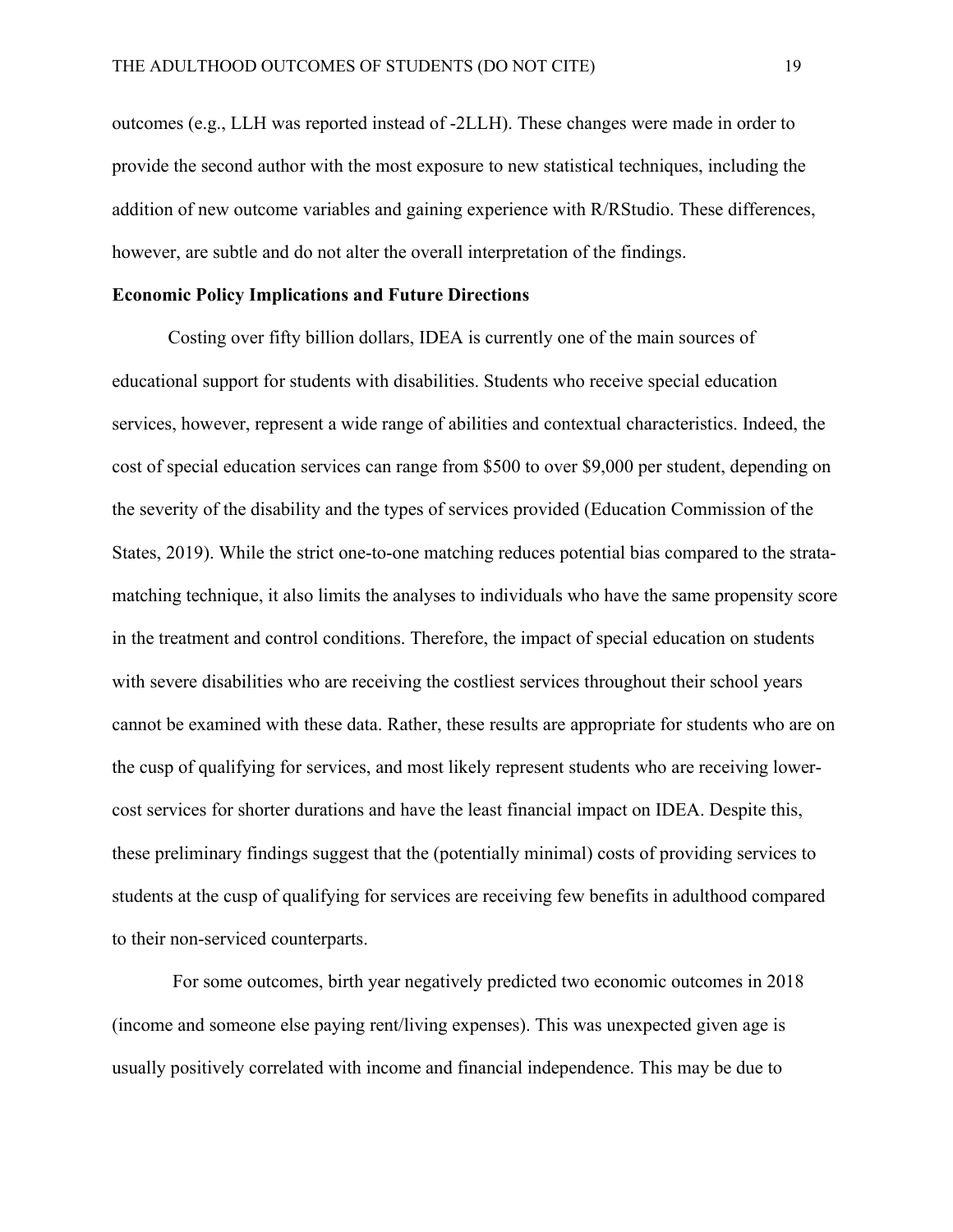outcomes (e.g., LLH was reported instead of -2LLH). These changes were made in order to provide the second author with the most exposure to new statistical techniques, including the addition of new outcome variables and gaining experience with R/RStudio. These differences, however, are subtle and do not alter the overall interpretation of the findings.

**Economic Policy Implications and Future Directions**

Costing over fifty billion dollars, IDEA is currently one of the main sources of educational support for students with disabilities. Students who receive special education services, however, represent a wide range of abilities and contextual characteristics. Indeed, the cost of special education services can range from $500 to over $9,000 per student, depending on the severity of the disability and the types of services provided (Education Commission of the States, 2019). While the strict one-to-one matching reduces potential bias compared to the strata-matching technique, it also limits the analyses to individuals who have the same propensity score in the treatment and control conditions. Therefore, the impact of special education on students with severe disabilities who are receiving the costliest services throughout their school years cannot be examined with these data. Rather, these results are appropriate for students who are on the cusp of qualifying for services, and most likely represent students who are receiving lower-cost services for shorter durations and have the least financial impact on IDEA. Despite this, these preliminary findings suggest that the (potentially minimal) costs of providing services to students at the cusp of qualifying for services are receiving few benefits in adulthood compared to their non-serviced counterparts.

For some outcomes, birth year negatively predicted two economic outcomes in 2018 (income and someone else paying rent/living expenses). This was unexpected given age is usually positively correlated with income and financial independence. This may be due to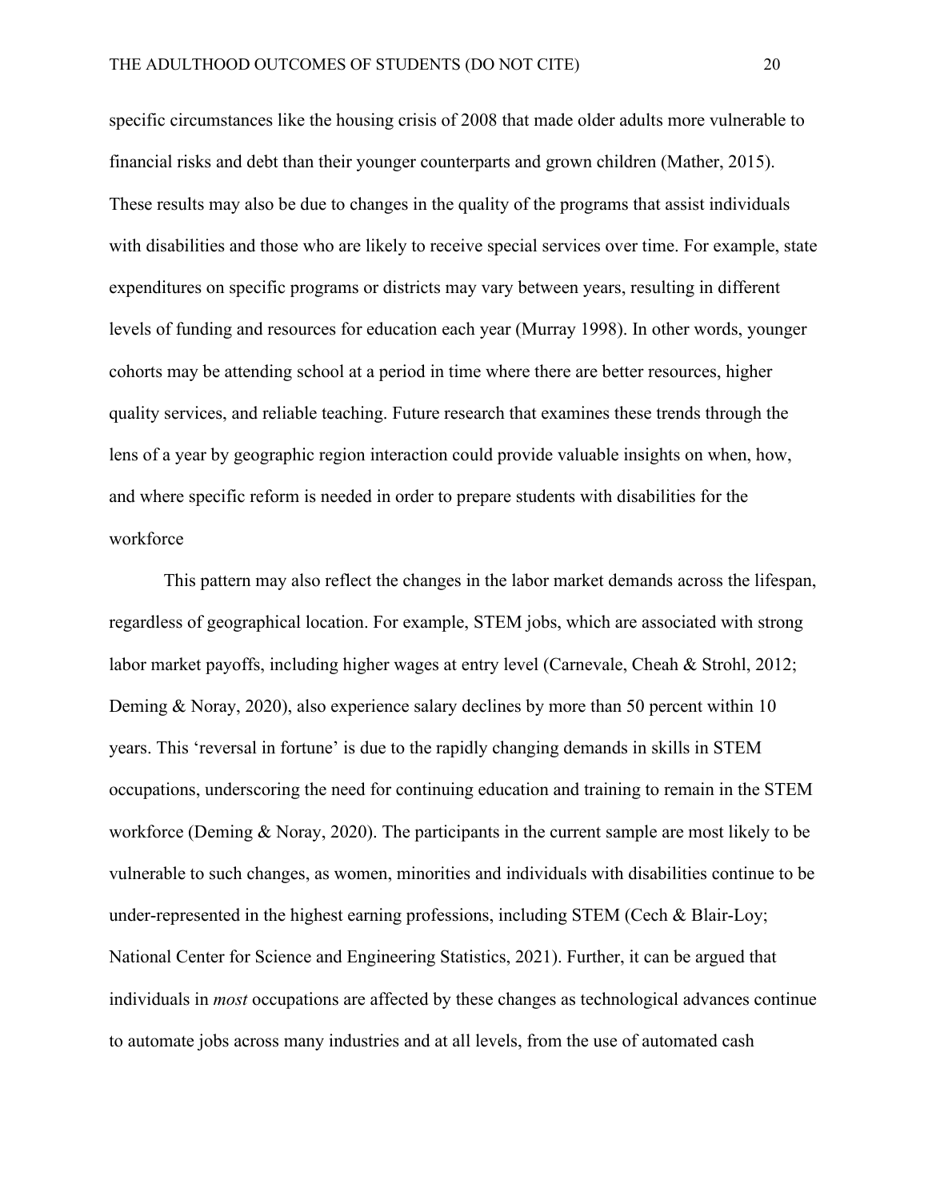specific circumstances like the housing crisis of 2008 that made older adults more vulnerable to financial risks and debt than their younger counterparts and grown children (Mather, 2015). These results may also be due to changes in the quality of the programs that assist individuals with disabilities and those who are likely to receive special services over time. For example, state expenditures on specific programs or districts may vary between years, resulting in different levels of funding and resources for education each year (Murray 1998). In other words, younger cohorts may be attending school at a period in time where there are better resources, higher quality services, and reliable teaching. Future research that examines these trends through the lens of a year by geographic region interaction could provide valuable insights on when, how, and where specific reform is needed in order to prepare students with disabilities for the workforce

This pattern may also reflect the changes in the labor market demands across the lifespan, regardless of geographical location. For example, STEM jobs, which are associated with strong labor market payoffs, including higher wages at entry level (Carnevale, Cheah & Strohl, 2012; Deming & Noray, 2020), also experience salary declines by more than 50 percent within 10 years. This 'reversal in fortune' is due to the rapidly changing demands in skills in STEM occupations, underscoring the need for continuing education and training to remain in the STEM workforce (Deming & Noray, 2020). The participants in the current sample are most likely to be vulnerable to such changes, as women, minorities and individuals with disabilities continue to be under-represented in the highest earning professions, including STEM (Cech & Blair-Loy; National Center for Science and Engineering Statistics, 2021). Further, it can be argued that individuals in *most* occupations are affected by these changes as technological advances continue to automate jobs across many industries and at all levels, from the use of automated cash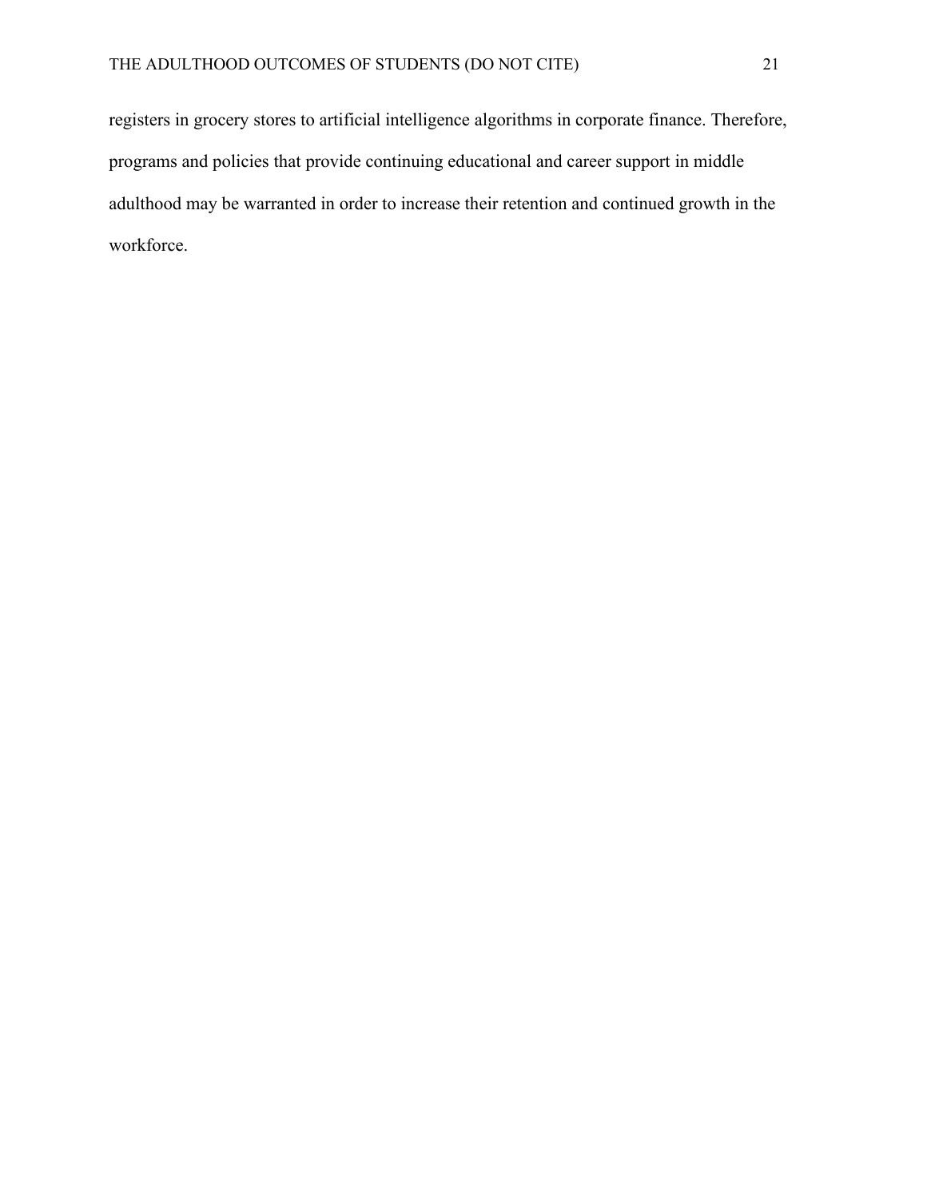registers in grocery stores to artificial intelligence algorithms in corporate finance. Therefore, programs and policies that provide continuing educational and career support in middle adulthood may be warranted in order to increase their retention and continued growth in the workforce.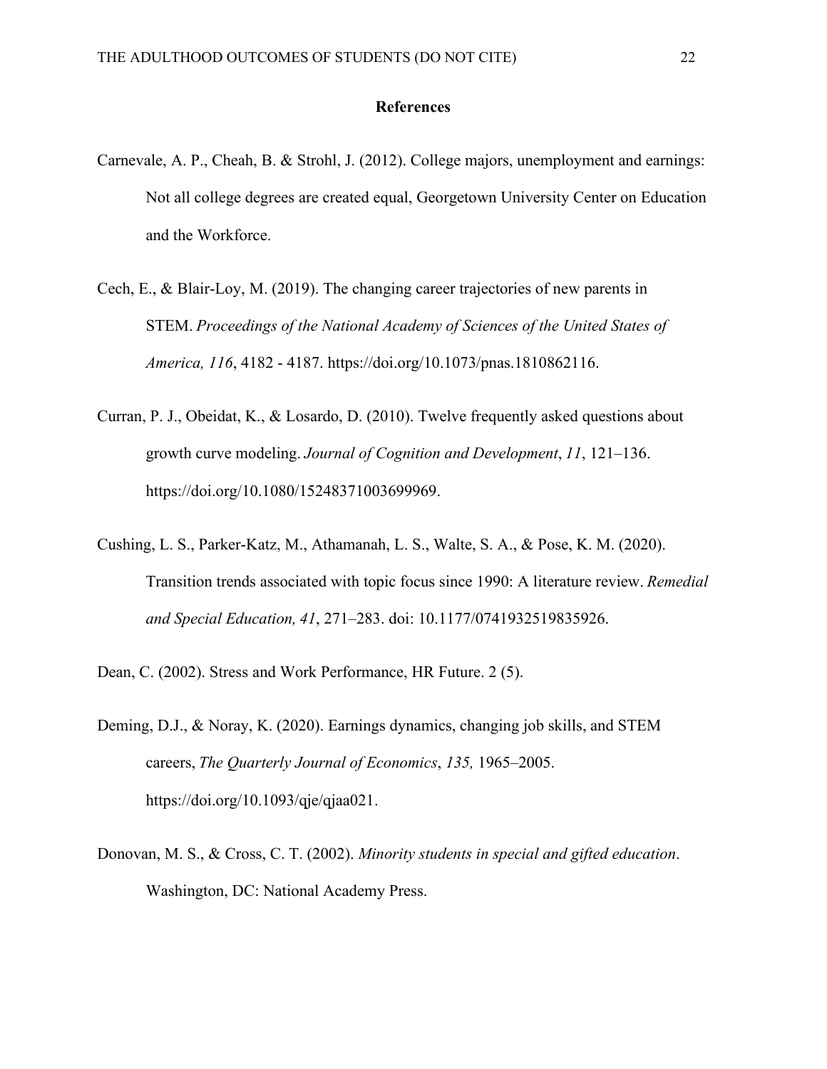## References

Carnevale, A. P., Cheah, B. & Strohl, J. (2012). College majors, unemployment and earnings: Not all college degrees are created equal, Georgetown University Center on Education and the Workforce.

Cech, E., & Blair-Loy, M. (2019). The changing career trajectories of new parents in STEM. *Proceedings of the National Academy of Sciences of the United States of America, 116*, 4182 - 4187. https://doi.org/10.1073/pnas.1810862116.

Curran, P. J., Obeidat, K., & Losardo, D. (2010). Twelve frequently asked questions about growth curve modeling. *Journal of Cognition and Development*, *11*, 121–136. https://doi.org/10.1080/15248371003699969.

Cushing, L. S., Parker-Katz, M., Athamanah, L. S., Walte, S. A., & Pose, K. M. (2020). Transition trends associated with topic focus since 1990: A literature review. *Remedial and Special Education, 41*, 271–283. doi: 10.1177/0741932519835926.

Dean, C. (2002). Stress and Work Performance, HR Future. 2 (5).

Deming, D.J., & Noray, K. (2020). Earnings dynamics, changing job skills, and STEM careers, *The Quarterly Journal of Economics*, *135,* 1965–2005. https://doi.org/10.1093/qje/qjaa021.

Donovan, M. S., & Cross, C. T. (2002). *Minority students in special and gifted education*. Washington, DC: National Academy Press.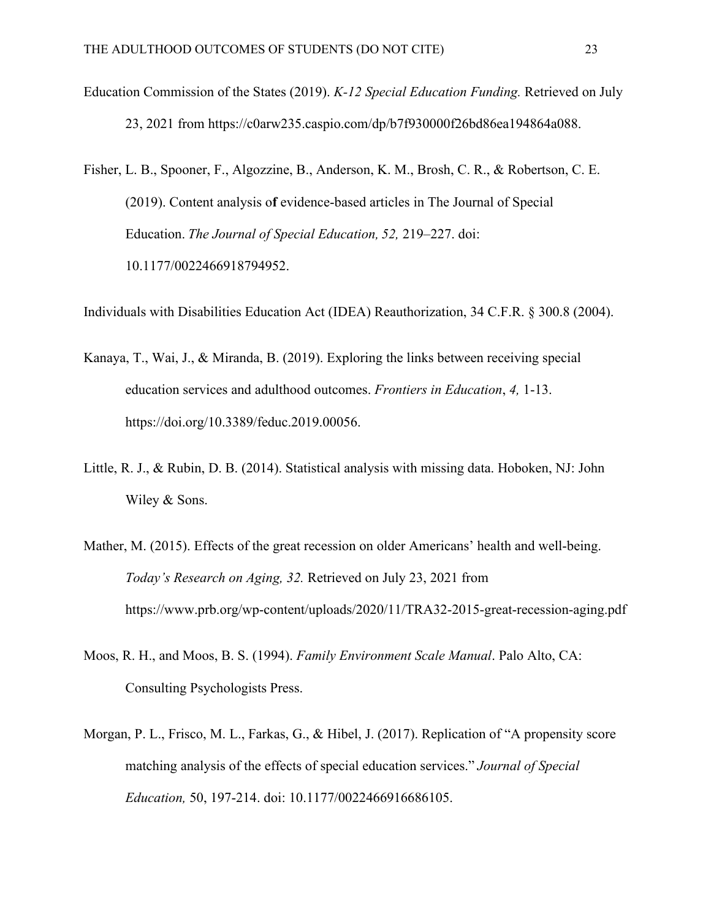Education Commission of the States (2019). *K-12 Special Education Funding.* Retrieved on July 23, 2021 from https://c0arw235.caspio.com/dp/b7f930000f26bd86ea194864a088.

Fisher, L. B., Spooner, F., Algozzine, B., Anderson, K. M., Brosh, C. R., & Robertson, C. E. (2019). Content analysis o**f** evidence-based articles in The Journal of Special Education. *The Journal of Special Education, 52,* 219–227. doi: 10.1177/0022466918794952.

Individuals with Disabilities Education Act (IDEA) Reauthorization, 34 C.F.R. § 300.8 (2004).

Kanaya, T., Wai, J., & Miranda, B. (2019). Exploring the links between receiving special education services and adulthood outcomes. *Frontiers in Education*, *4,* 1-13. https://doi.org/10.3389/feduc.2019.00056.

Little, R. J., & Rubin, D. B. (2014). Statistical analysis with missing data. Hoboken, NJ: John Wiley & Sons.

Mather, M. (2015). Effects of the great recession on older Americans' health and well-being. *Today's Research on Aging, 32.* Retrieved on July 23, 2021 from https://www.prb.org/wp-content/uploads/2020/11/TRA32-2015-great-recession-aging.pdf

Moos, R. H., and Moos, B. S. (1994). *Family Environment Scale Manual*. Palo Alto, CA: Consulting Psychologists Press.

Morgan, P. L., Frisco, M. L., Farkas, G., & Hibel, J. (2017). Replication of "A propensity score matching analysis of the effects of special education services." *Journal of Special Education,* 50, 197-214. doi: 10.1177/0022466916686105.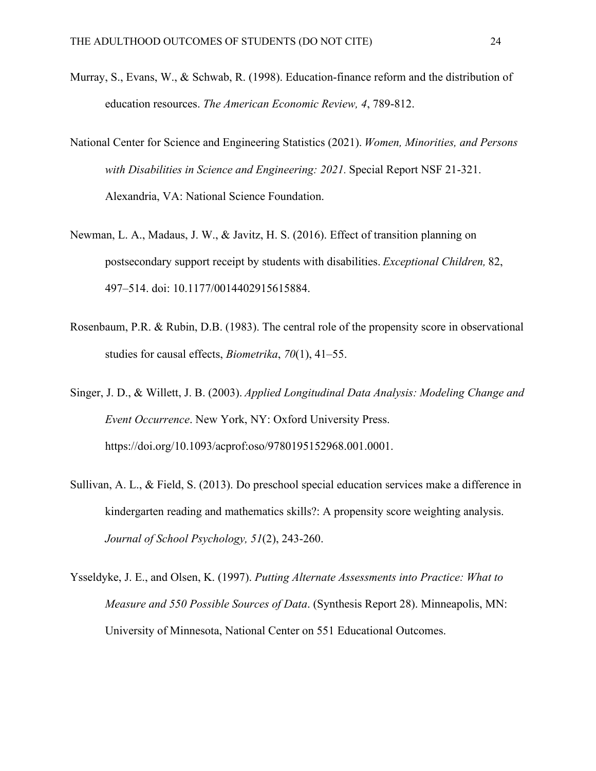Murray, S., Evans, W., & Schwab, R. (1998). Education-finance reform and the distribution of education resources. *The American Economic Review, 4*, 789-812.

National Center for Science and Engineering Statistics (2021). *Women, Minorities, and Persons with Disabilities in Science and Engineering: 2021.* Special Report NSF 21-321. Alexandria, VA: National Science Foundation.

Newman, L. A., Madaus, J. W., & Javitz, H. S. (2016). Effect of transition planning on postsecondary support receipt by students with disabilities. *Exceptional Children,* 82, 497–514. doi: 10.1177/0014402915615884.

Rosenbaum, P.R. & Rubin, D.B. (1983). The central role of the propensity score in observational studies for causal effects, *Biometrika*, *70*(1), 41–55.

Singer, J. D., & Willett, J. B. (2003). *Applied Longitudinal Data Analysis: Modeling Change and Event Occurrence*. New York, NY: Oxford University Press. https://doi.org/10.1093/acprof:oso/9780195152968.001.0001.

Sullivan, A. L., & Field, S. (2013). Do preschool special education services make a difference in kindergarten reading and mathematics skills?: A propensity score weighting analysis. *Journal of School Psychology, 51*(2), 243-260.

Ysseldyke, J. E., and Olsen, K. (1997). *Putting Alternate Assessments into Practice: What to Measure and 550 Possible Sources of Data*. (Synthesis Report 28). Minneapolis, MN: University of Minnesota, National Center on 551 Educational Outcomes.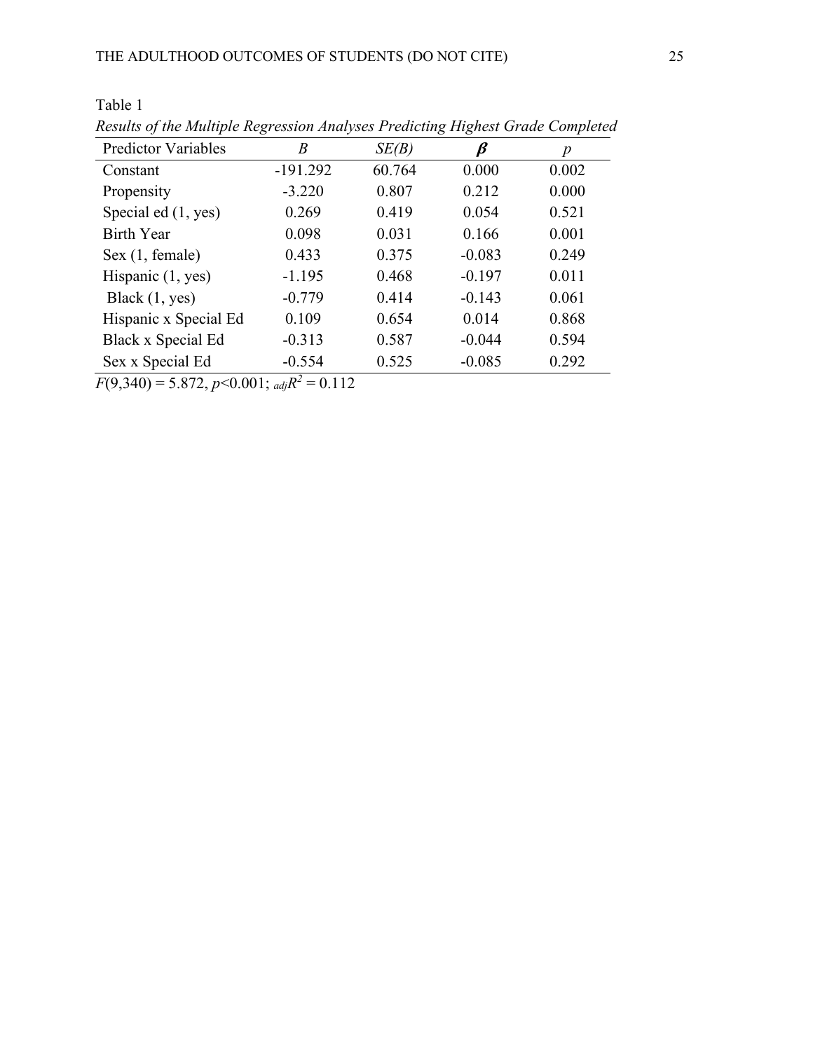Table 1

*Results of the Multiple Regression Analyses Predicting Highest Grade Completed*

| Predictor Variables | *B* | *SE(B)* | $\boldsymbol{\beta}$ | *p* |
|---|---|---|---|---|
| Constant | -191.292 | 60.764 | 0.000 | 0.002 |
| Propensity | -3.220 | 0.807 | 0.212 | 0.000 |
| Special ed (1, yes) | 0.269 | 0.419 | 0.054 | 0.521 |
| Birth Year | 0.098 | 0.031 | 0.166 | 0.001 |
| Sex (1, female) | 0.433 | 0.375 | -0.083 | 0.249 |
| Hispanic (1, yes) | -1.195 | 0.468 | -0.197 | 0.011 |
| Black (1, yes) | -0.779 | 0.414 | -0.143 | 0.061 |
| Hispanic x Special Ed | 0.109 | 0.654 | 0.014 | 0.868 |
| Black x Special Ed | -0.313 | 0.587 | -0.044 | 0.594 |
| Sex x Special Ed | -0.554 | 0.525 | -0.085 | 0.292 |

$F(9,340) = 5.872$, $p<0.001$; ${}_{adj}R^2 = 0.112$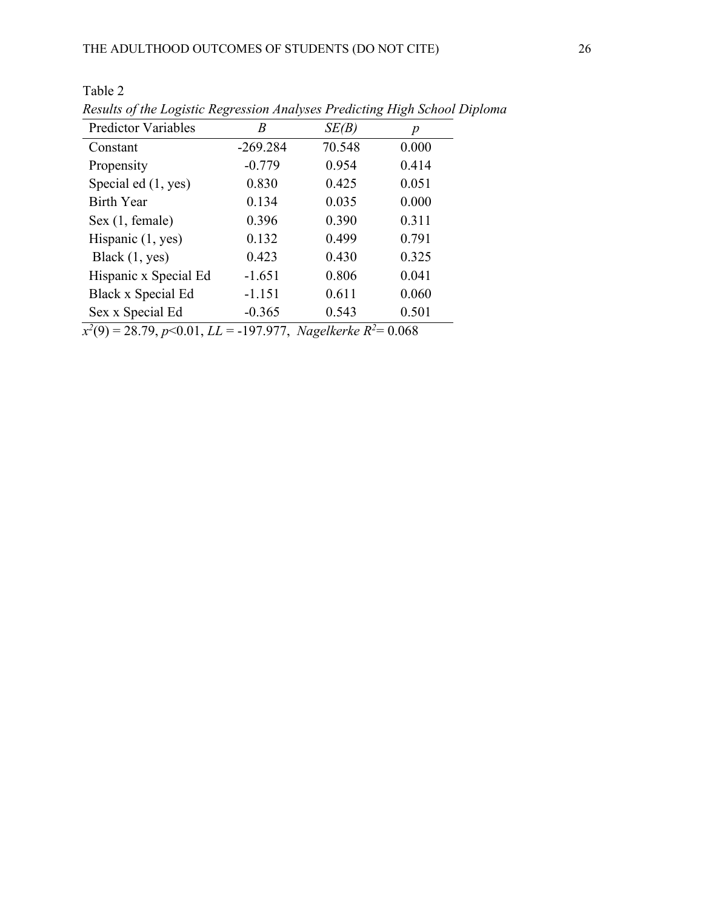Table 2

*Results of the Logistic Regression Analyses Predicting High School Diploma*

| Predictor Variables | *B* | *SE(B)* | *p* |
|---|---|---|---|
| Constant | -269.284 | 70.548 | 0.000 |
| Propensity | -0.779 | 0.954 | 0.414 |
| Special ed (1, yes) | 0.830 | 0.425 | 0.051 |
| Birth Year | 0.134 | 0.035 | 0.000 |
| Sex (1, female) | 0.396 | 0.390 | 0.311 |
| Hispanic (1, yes) | 0.132 | 0.499 | 0.791 |
| Black (1, yes) | 0.423 | 0.430 | 0.325 |
| Hispanic x Special Ed | -1.651 | 0.806 | 0.041 |
| Black x Special Ed | -1.151 | 0.611 | 0.060 |
| Sex x Special Ed | -0.365 | 0.543 | 0.501 |

$x^2(9) = 28.79$, $p<0.01$, $LL = -197.977$, *Nagelkerke* $R^2 = 0.068$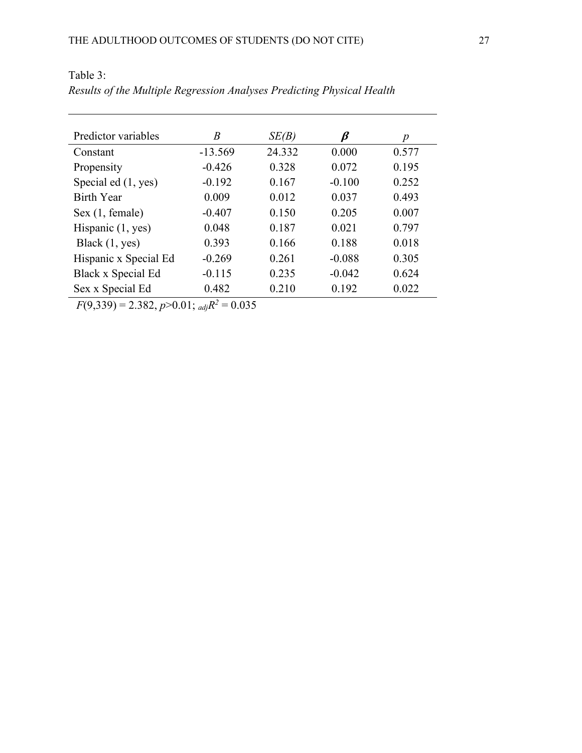Table 3:

*Results of the Multiple Regression Analyses Predicting Physical Health*

| Predictor variables | *B* | *SE(B)* | $\beta$ | *p* |
|---|---|---|---|---|
| Constant | -13.569 | 24.332 | 0.000 | 0.577 |
| Propensity | -0.426 | 0.328 | 0.072 | 0.195 |
| Special ed (1, yes) | -0.192 | 0.167 | -0.100 | 0.252 |
| Birth Year | 0.009 | 0.012 | 0.037 | 0.493 |
| Sex (1, female) | -0.407 | 0.150 | 0.205 | 0.007 |
| Hispanic (1, yes) | 0.048 | 0.187 | 0.021 | 0.797 |
| Black (1, yes) | 0.393 | 0.166 | 0.188 | 0.018 |
| Hispanic x Special Ed | -0.269 | 0.261 | -0.088 | 0.305 |
| Black x Special Ed | -0.115 | 0.235 | -0.042 | 0.624 |
| Sex x Special Ed | 0.482 | 0.210 | 0.192 | 0.022 |

$F(9,339) = 2.382$, $p>0.01$; ${}_{adj}R^2 = 0.035$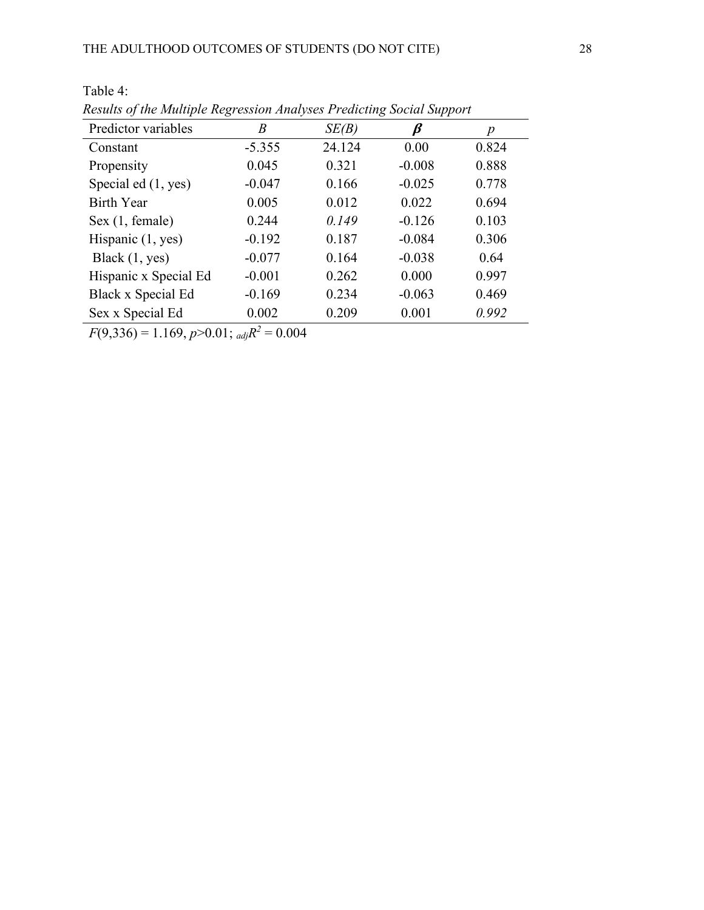Table 4:

*Results of the Multiple Regression Analyses Predicting Social Support*

| Predictor variables | *B* | *SE(B)* | $\boldsymbol{\beta}$ | *p* |
|---|---|---|---|---|
| Constant | -5.355 | 24.124 | 0.00 | 0.824 |
| Propensity | 0.045 | 0.321 | -0.008 | 0.888 |
| Special ed (1, yes) | -0.047 | 0.166 | -0.025 | 0.778 |
| Birth Year | 0.005 | 0.012 | 0.022 | 0.694 |
| Sex (1, female) | 0.244 | *0.149* | -0.126 | 0.103 |
| Hispanic (1, yes) | -0.192 | 0.187 | -0.084 | 0.306 |
| Black (1, yes) | -0.077 | 0.164 | -0.038 | 0.64 |
| Hispanic x Special Ed | -0.001 | 0.262 | 0.000 | 0.997 |
| Black x Special Ed | -0.169 | 0.234 | -0.063 | 0.469 |
| Sex x Special Ed | 0.002 | 0.209 | 0.001 | *0.992* |

$F(9,336) = 1.169$, $p > 0.01$; ${}_{adj}R^2 = 0.004$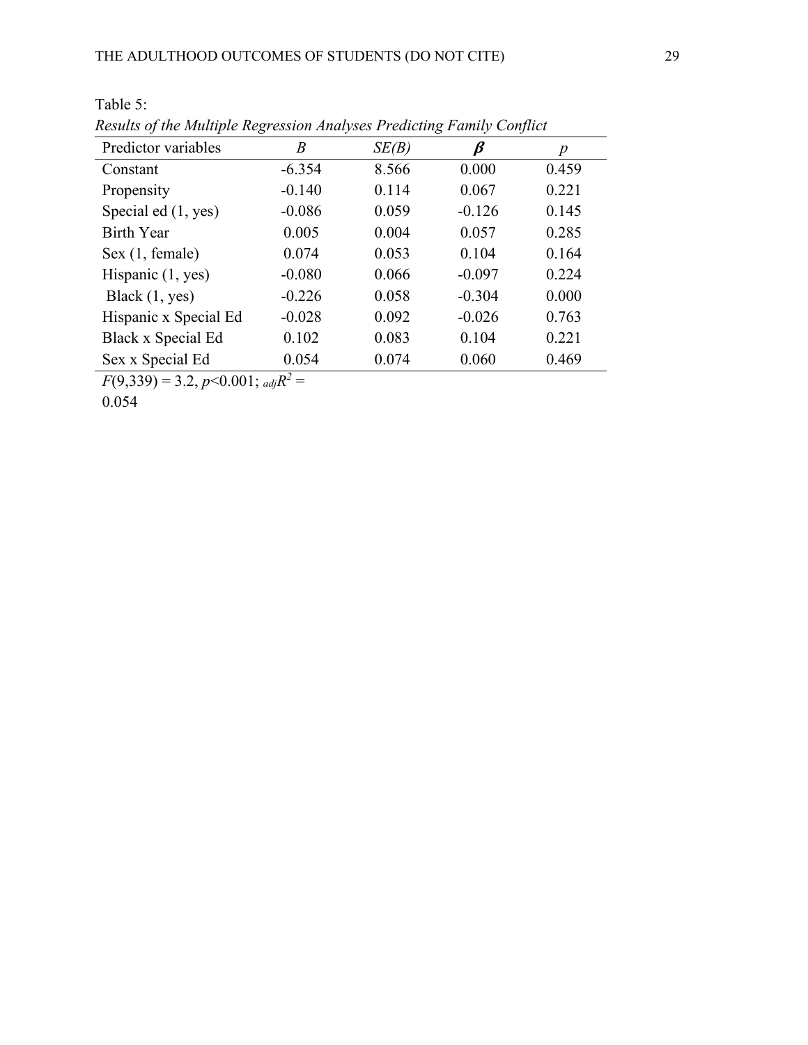Table 5:

*Results of the Multiple Regression Analyses Predicting Family Conflict*

| Predictor variables | *B* | *SE(B)* | $\beta$ | *p* |
|---|---|---|---|---|
| Constant | -6.354 | 8.566 | 0.000 | 0.459 |
| Propensity | -0.140 | 0.114 | 0.067 | 0.221 |
| Special ed (1, yes) | -0.086 | 0.059 | -0.126 | 0.145 |
| Birth Year | 0.005 | 0.004 | 0.057 | 0.285 |
| Sex (1, female) | 0.074 | 0.053 | 0.104 | 0.164 |
| Hispanic (1, yes) | -0.080 | 0.066 | -0.097 | 0.224 |
| Black (1, yes) | -0.226 | 0.058 | -0.304 | 0.000 |
| Hispanic x Special Ed | -0.028 | 0.092 | -0.026 | 0.763 |
| Black x Special Ed | 0.102 | 0.083 | 0.104 | 0.221 |
| Sex x Special Ed | 0.054 | 0.074 | 0.060 | 0.469 |

$F(9,339) = 3.2$, $p<0.001$; ${}_{adj}R^2 = 0.054$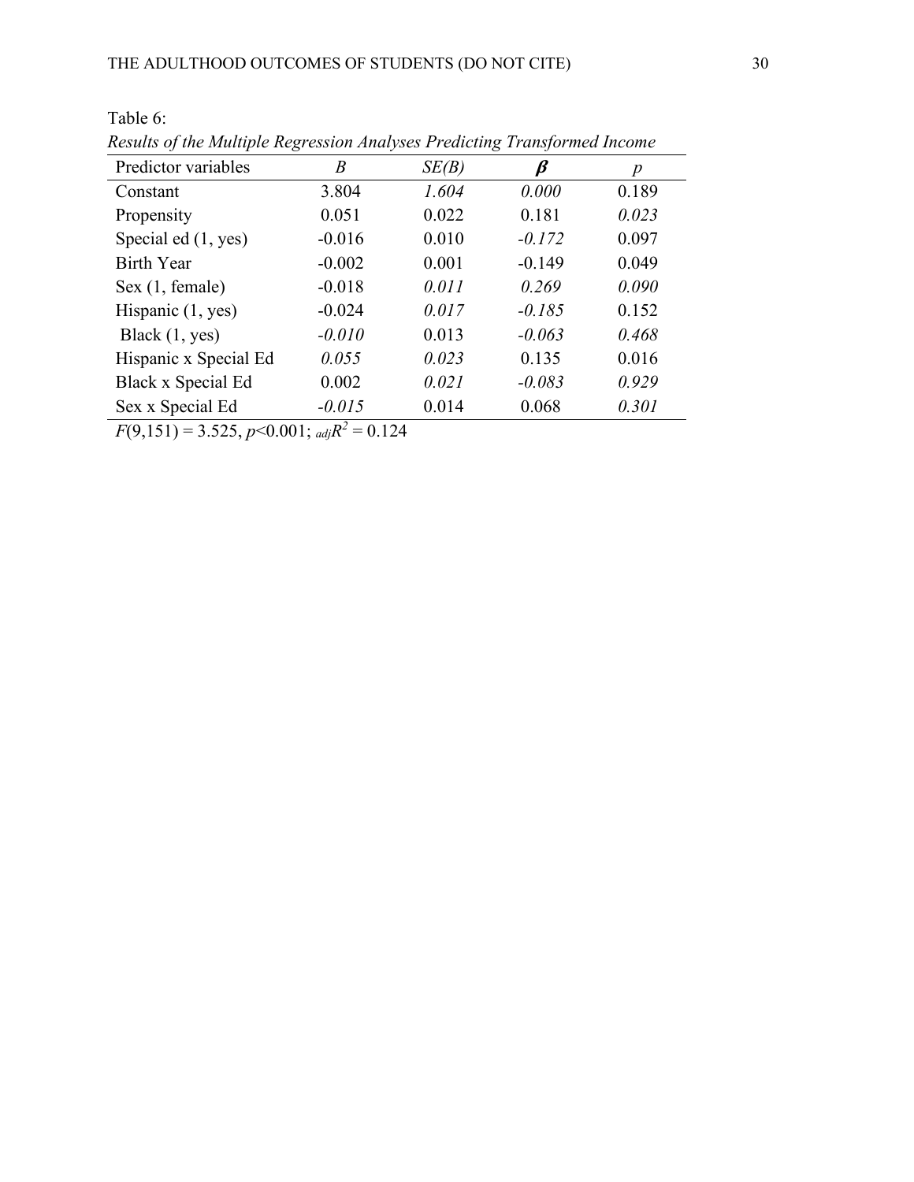Table 6:

*Results of the Multiple Regression Analyses Predicting Transformed Income*

| Predictor variables | *B* | *SE(B)* | $\boldsymbol{\beta}$ | *p* |
|---|---|---|---|---|
| Constant | 3.804 | *1.604* | *0.000* | 0.189 |
| Propensity | 0.051 | 0.022 | 0.181 | *0.023* |
| Special ed (1, yes) | -0.016 | 0.010 | *-0.172* | 0.097 |
| Birth Year | -0.002 | 0.001 | -0.149 | 0.049 |
| Sex (1, female) | -0.018 | *0.011* | *0.269* | *0.090* |
| Hispanic (1, yes) | -0.024 | *0.017* | *-0.185* | 0.152 |
| Black (1, yes) | *-0.010* | 0.013 | *-0.063* | *0.468* |
| Hispanic x Special Ed | *0.055* | *0.023* | 0.135 | 0.016 |
| Black x Special Ed | 0.002 | *0.021* | *-0.083* | *0.929* |
| Sex x Special Ed | *-0.015* | 0.014 | 0.068 | *0.301* |

$F(9,151) = 3.525$, $p<0.001$; $_{adj}R^2 = 0.124$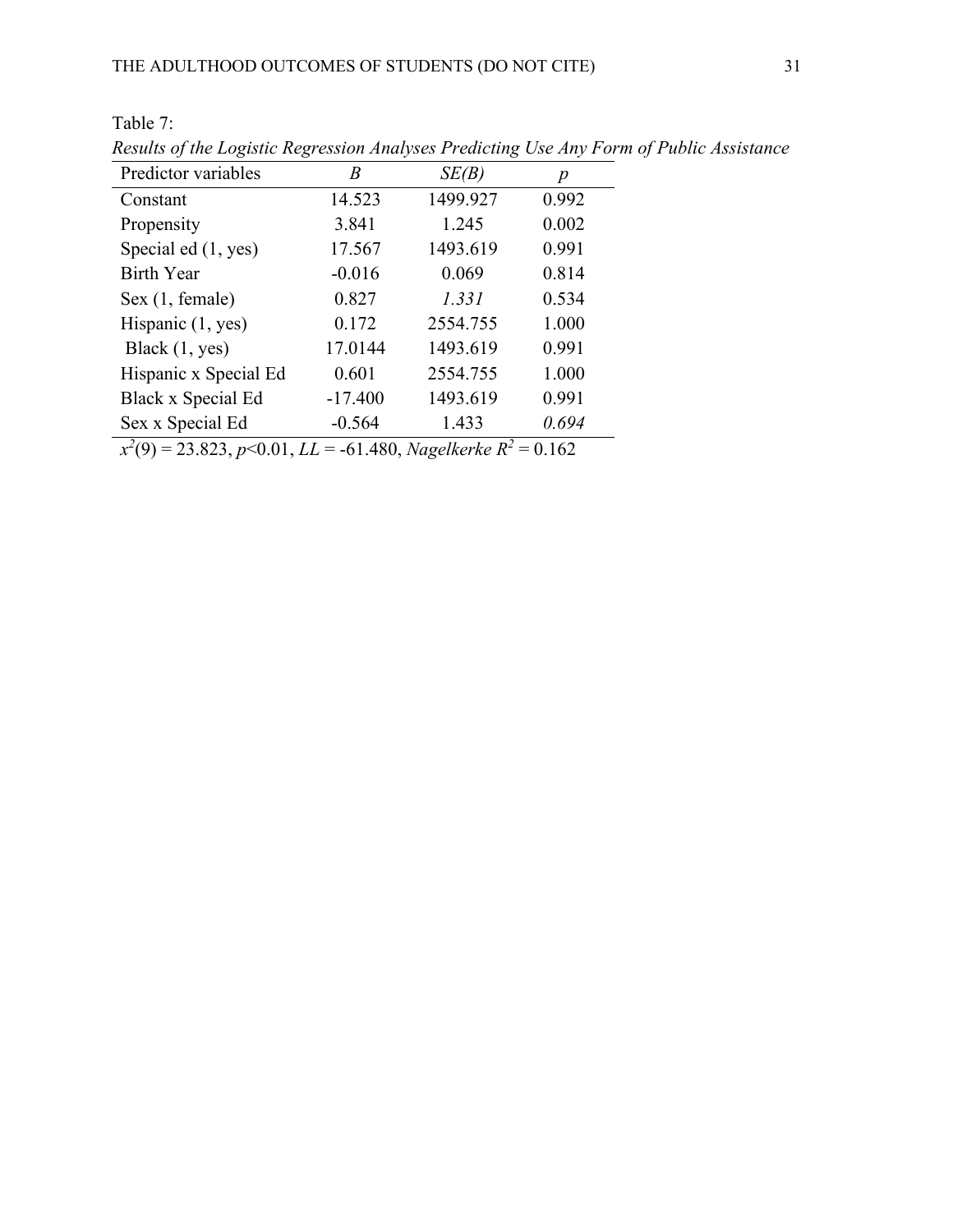Table 7:

*Results of the Logistic Regression Analyses Predicting Use Any Form of Public Assistance*

| Predictor variables | *B* | *SE(B)* | *p* |
|---|---|---|---|
| Constant | 14.523 | 1499.927 | 0.992 |
| Propensity | 3.841 | 1.245 | 0.002 |
| Special ed (1, yes) | 17.567 | 1493.619 | 0.991 |
| Birth Year | -0.016 | 0.069 | 0.814 |
| Sex (1, female) | 0.827 | *1.331* | 0.534 |
| Hispanic (1, yes) | 0.172 | 2554.755 | 1.000 |
| Black (1, yes) | 17.0144 | 1493.619 | 0.991 |
| Hispanic x Special Ed | 0.601 | 2554.755 | 1.000 |
| Black x Special Ed | -17.400 | 1493.619 | 0.991 |
| Sex x Special Ed | -0.564 | 1.433 | *0.694* |

$x^2(9) = 23.823$, $p<0.01$, $LL = -61.480$, *Nagelkerke* $R^2 = 0.162$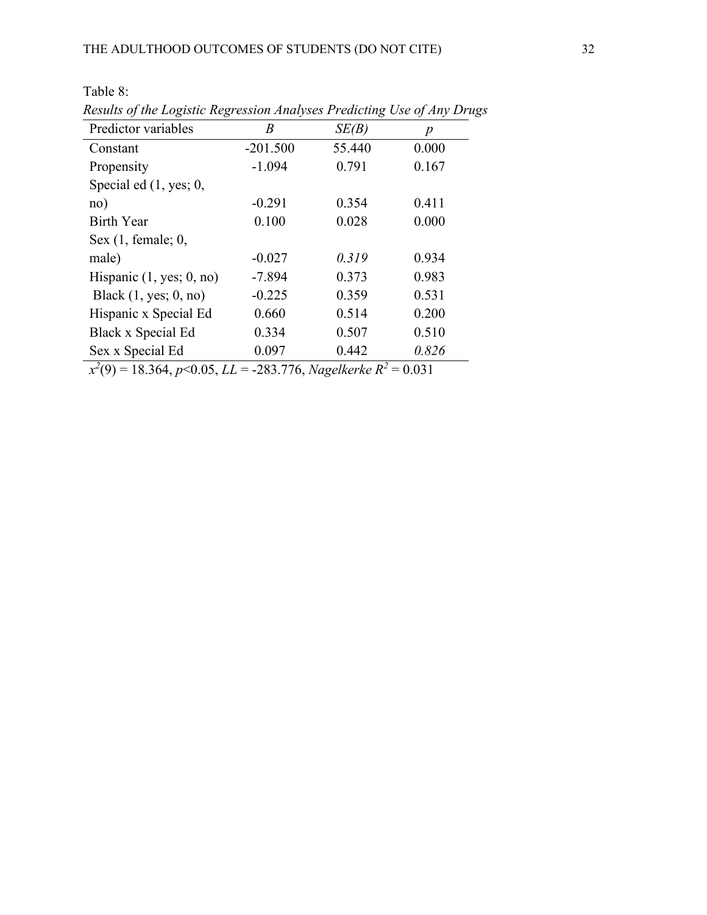Table 8:

*Results of the Logistic Regression Analyses Predicting Use of Any Drugs*

| Predictor variables | *B* | *SE(B)* | *p* |
|---|---|---|---|
| Constant | -201.500 | 55.440 | 0.000 |
| Propensity | -1.094 | 0.791 | 0.167 |
| Special ed (1, yes; 0, no) | -0.291 | 0.354 | 0.411 |
| Birth Year | 0.100 | 0.028 | 0.000 |
| Sex (1, female; 0, male) | -0.027 | *0.319* | 0.934 |
| Hispanic (1, yes; 0, no) | -7.894 | 0.373 | 0.983 |
| Black (1, yes; 0, no) | -0.225 | 0.359 | 0.531 |
| Hispanic x Special Ed | 0.660 | 0.514 | 0.200 |
| Black x Special Ed | 0.334 | 0.507 | 0.510 |
| Sex x Special Ed | 0.097 | 0.442 | *0.826* |

$x^2(9) = 18.364$, $p<0.05$, $LL = -283.776$, *Nagelkerke* $R^2 = 0.031$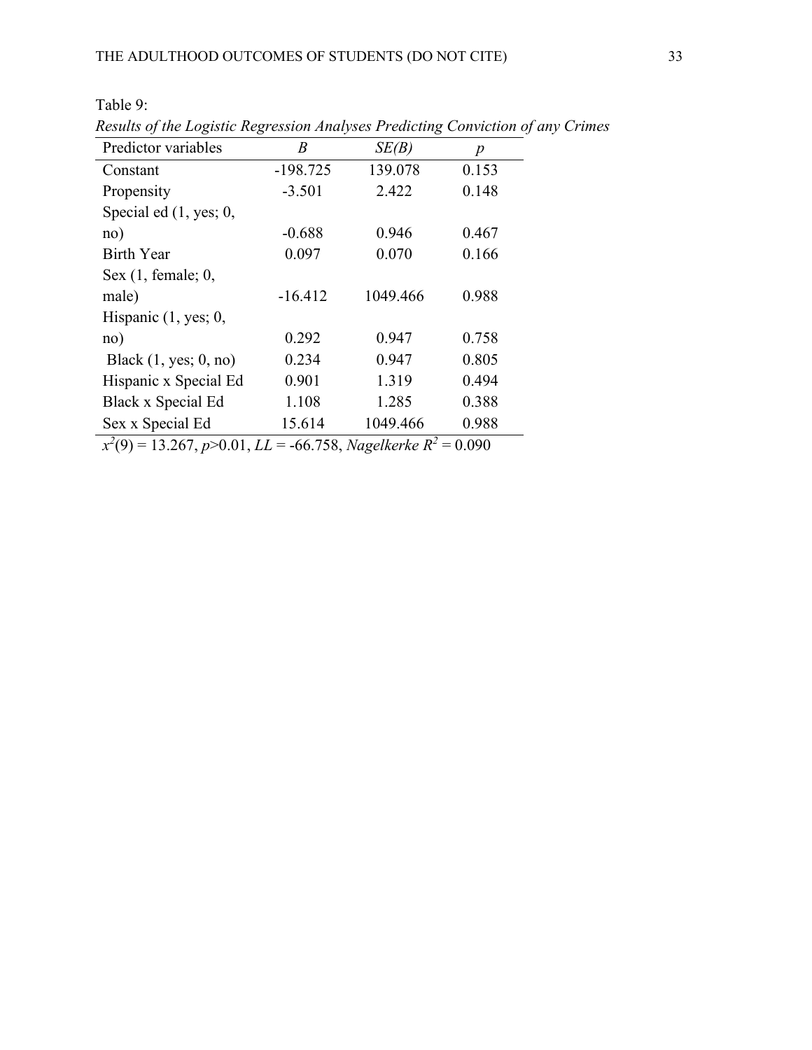Table 9:

*Results of the Logistic Regression Analyses Predicting Conviction of any Crimes*

| Predictor variables | *B* | *SE(B)* | *p* |
|---|---|---|---|
| Constant | -198.725 | 139.078 | 0.153 |
| Propensity | -3.501 | 2.422 | 0.148 |
| Special ed (1, yes; 0, no) | -0.688 | 0.946 | 0.467 |
| Birth Year | 0.097 | 0.070 | 0.166 |
| Sex (1, female; 0, male) | -16.412 | 1049.466 | 0.988 |
| Hispanic (1, yes; 0, no) | 0.292 | 0.947 | 0.758 |
| Black (1, yes; 0, no) | 0.234 | 0.947 | 0.805 |
| Hispanic x Special Ed | 0.901 | 1.319 | 0.494 |
| Black x Special Ed | 1.108 | 1.285 | 0.388 |
| Sex x Special Ed | 15.614 | 1049.466 | 0.988 |

$x^2(9) = 13.267$, $p > 0.01$, $LL = -66.758$, *Nagelkerke* $R^2 = 0.090$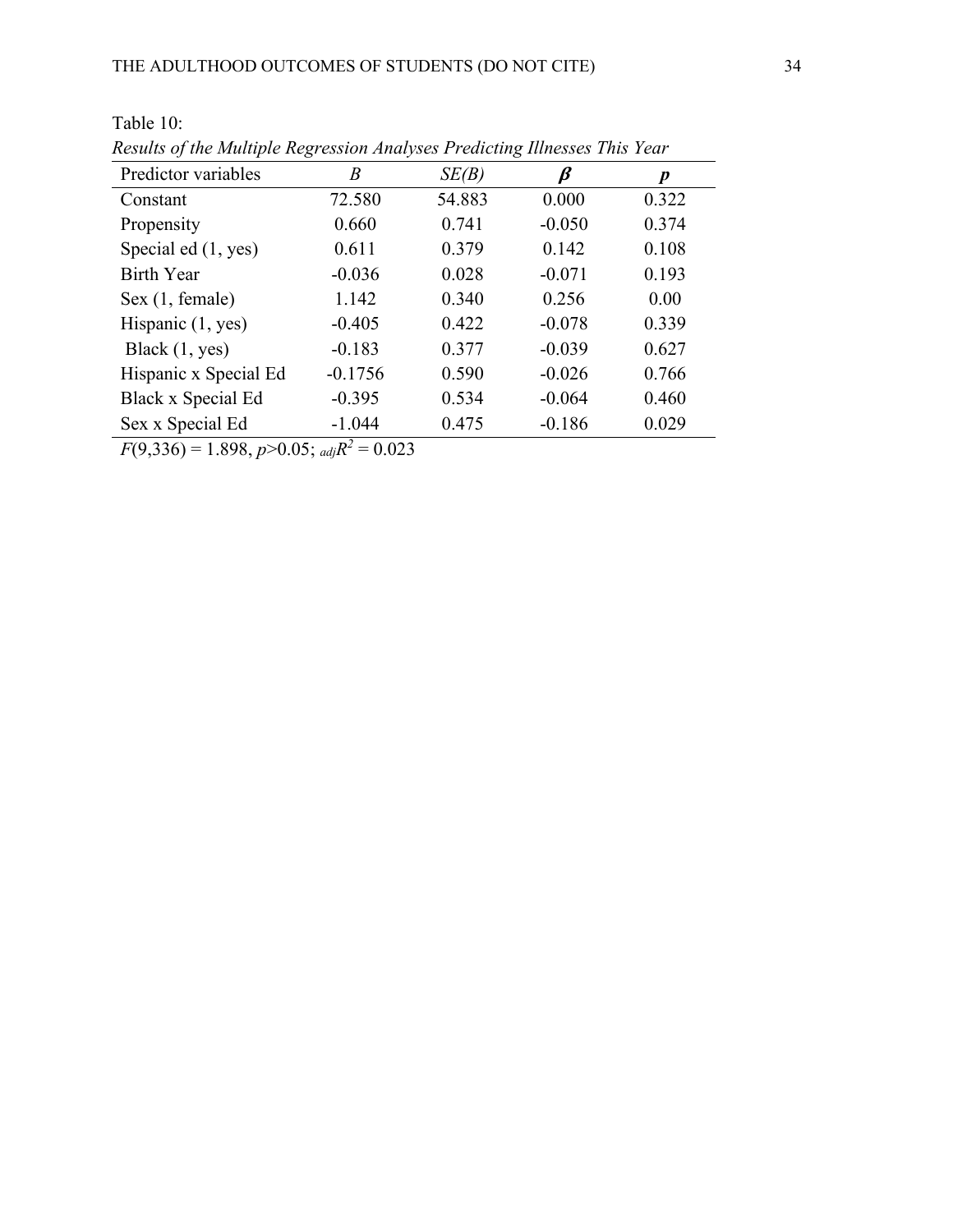Table 10:

*Results of the Multiple Regression Analyses Predicting Illnesses This Year*

| Predictor variables | *B* | *SE(B)* | $\boldsymbol{\beta}$ | ***p*** |
| --- | --- | --- | --- | --- |
| Constant | 72.580 | 54.883 | 0.000 | 0.322 |
| Propensity | 0.660 | 0.741 | -0.050 | 0.374 |
| Special ed (1, yes) | 0.611 | 0.379 | 0.142 | 0.108 |
| Birth Year | -0.036 | 0.028 | -0.071 | 0.193 |
| Sex (1, female) | 1.142 | 0.340 | 0.256 | 0.00 |
| Hispanic (1, yes) | -0.405 | 0.422 | -0.078 | 0.339 |
| Black (1, yes) | -0.183 | 0.377 | -0.039 | 0.627 |
| Hispanic x Special Ed | -0.1756 | 0.590 | -0.026 | 0.766 |
| Black x Special Ed | -0.395 | 0.534 | -0.064 | 0.460 |
| Sex x Special Ed | -1.044 | 0.475 | -0.186 | 0.029 |

$F(9,336) = 1.898$, $p > 0.05$; ${}_{adj}R^2 = 0.023$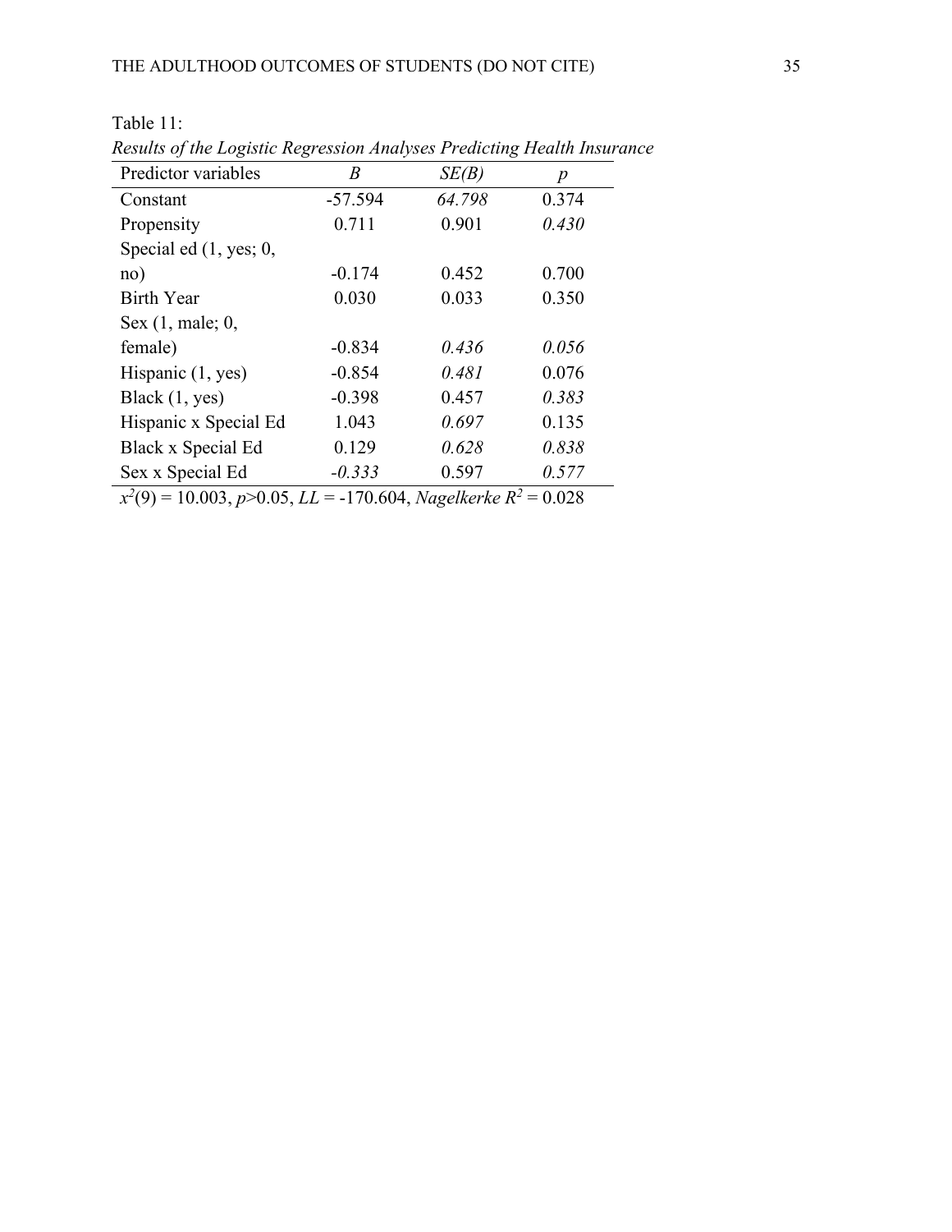Table 11:

*Results of the Logistic Regression Analyses Predicting Health Insurance*

| Predictor variables | *B* | *SE(B)* | *p* |
|---|---|---|---|
| Constant | -57.594 | *64.798* | 0.374 |
| Propensity | 0.711 | 0.901 | *0.430* |
| Special ed (1, yes; 0, no) | -0.174 | 0.452 | 0.700 |
| Birth Year | 0.030 | 0.033 | 0.350 |
| Sex (1, male; 0, female) | -0.834 | *0.436* | *0.056* |
| Hispanic (1, yes) | -0.854 | *0.481* | 0.076 |
| Black (1, yes) | -0.398 | 0.457 | *0.383* |
| Hispanic x Special Ed | 1.043 | *0.697* | 0.135 |
| Black x Special Ed | 0.129 | *0.628* | *0.838* |
| Sex x Special Ed | *-0.333* | 0.597 | *0.577* |

$x^2(9) = 10.003$, $p>0.05$, $LL = -170.604$, *Nagelkerke* $R^2 = 0.028$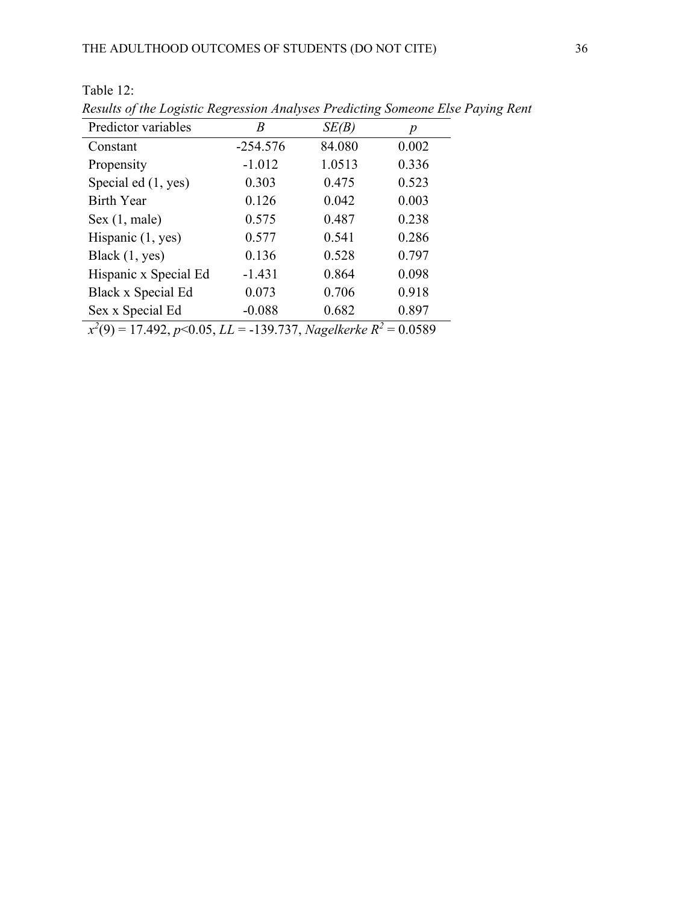Table 12:

*Results of the Logistic Regression Analyses Predicting Someone Else Paying Rent*

| Predictor variables | *B* | *SE(B)* | *p* |
|---|---|---|---|
| Constant | -254.576 | 84.080 | 0.002 |
| Propensity | -1.012 | 1.0513 | 0.336 |
| Special ed (1, yes) | 0.303 | 0.475 | 0.523 |
| Birth Year | 0.126 | 0.042 | 0.003 |
| Sex (1, male) | 0.575 | 0.487 | 0.238 |
| Hispanic (1, yes) | 0.577 | 0.541 | 0.286 |
| Black (1, yes) | 0.136 | 0.528 | 0.797 |
| Hispanic x Special Ed | -1.431 | 0.864 | 0.098 |
| Black x Special Ed | 0.073 | 0.706 | 0.918 |
| Sex x Special Ed | -0.088 | 0.682 | 0.897 |

$x^2(9) = 17.492$, $p<0.05$, $LL = -139.737$, *Nagelkerke* $R^2 = 0.0589$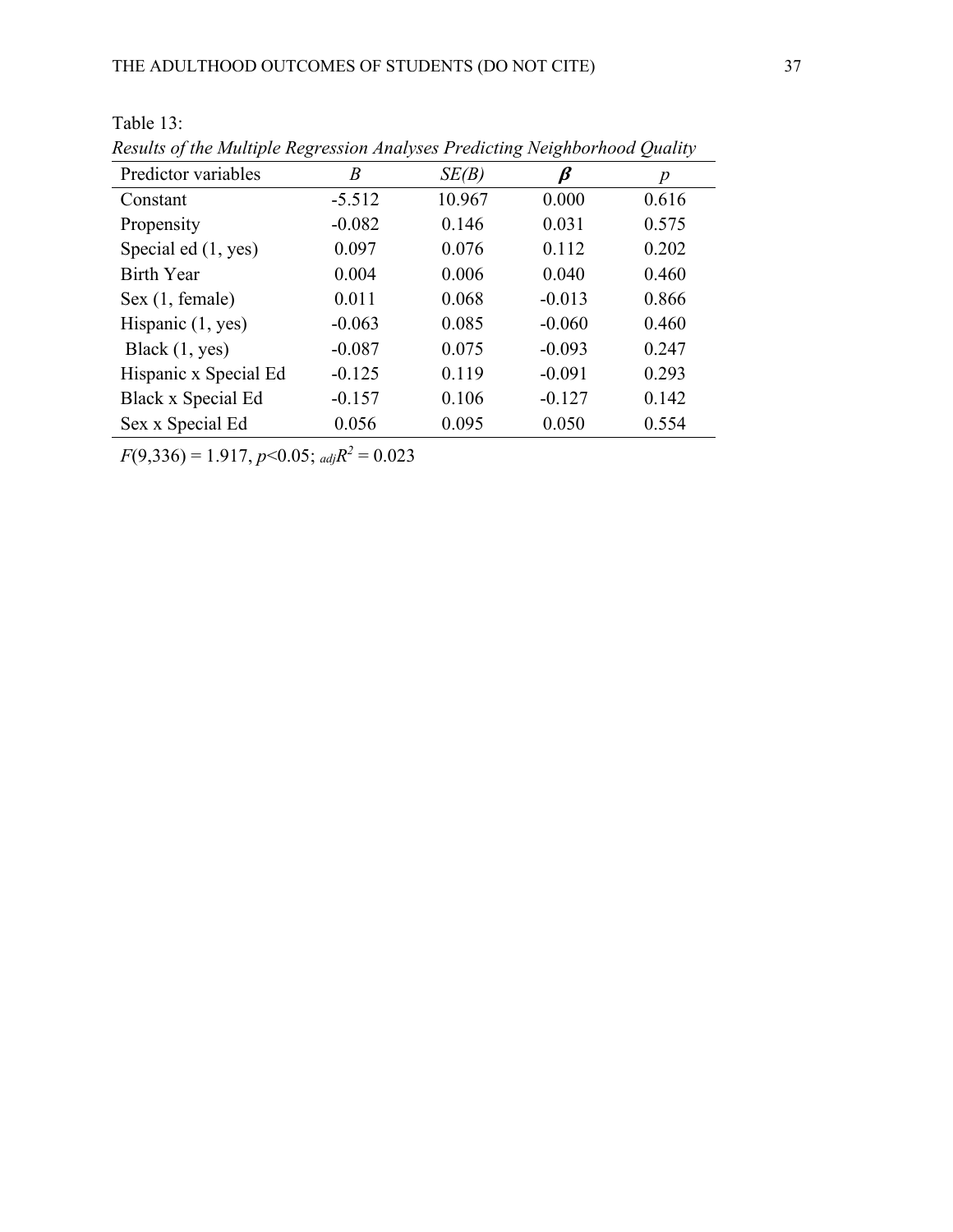Table 13:

*Results of the Multiple Regression Analyses Predicting Neighborhood Quality*

| Predictor variables | *B* | *SE(B)* | $\boldsymbol{\beta}$ | *p* |
|---|---|---|---|---|
| Constant | -5.512 | 10.967 | 0.000 | 0.616 |
| Propensity | -0.082 | 0.146 | 0.031 | 0.575 |
| Special ed (1, yes) | 0.097 | 0.076 | 0.112 | 0.202 |
| Birth Year | 0.004 | 0.006 | 0.040 | 0.460 |
| Sex (1, female) | 0.011 | 0.068 | -0.013 | 0.866 |
| Hispanic (1, yes) | -0.063 | 0.085 | -0.060 | 0.460 |
| Black (1, yes) | -0.087 | 0.075 | -0.093 | 0.247 |
| Hispanic x Special Ed | -0.125 | 0.119 | -0.091 | 0.293 |
| Black x Special Ed | -0.157 | 0.106 | -0.127 | 0.142 |
| Sex x Special Ed | 0.056 | 0.095 | 0.050 | 0.554 |

$F(9,336) = 1.917$, $p<0.05$; ${}_{adj}R^2 = 0.023$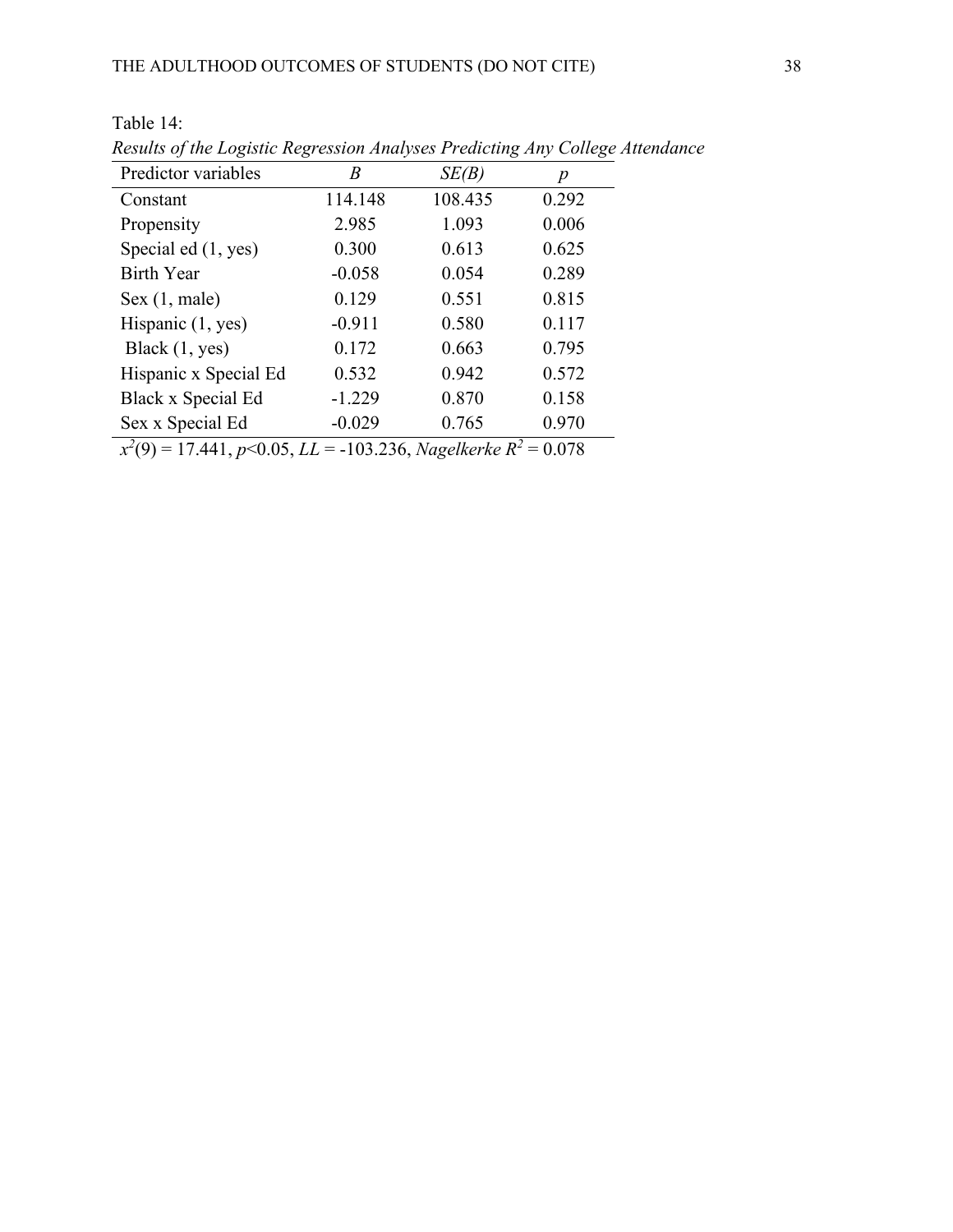Table 14:

*Results of the Logistic Regression Analyses Predicting Any College Attendance*

| Predictor variables | *B* | *SE(B)* | *p* |
|---|---|---|---|
| Constant | 114.148 | 108.435 | 0.292 |
| Propensity | 2.985 | 1.093 | 0.006 |
| Special ed (1, yes) | 0.300 | 0.613 | 0.625 |
| Birth Year | -0.058 | 0.054 | 0.289 |
| Sex (1, male) | 0.129 | 0.551 | 0.815 |
| Hispanic (1, yes) | -0.911 | 0.580 | 0.117 |
| Black (1, yes) | 0.172 | 0.663 | 0.795 |
| Hispanic x Special Ed | 0.532 | 0.942 | 0.572 |
| Black x Special Ed | -1.229 | 0.870 | 0.158 |
| Sex x Special Ed | -0.029 | 0.765 | 0.970 |

$x^2(9) = 17.441$, $p<0.05$, $LL = -103.236$, *Nagelkerke* $R^2 = 0.078$